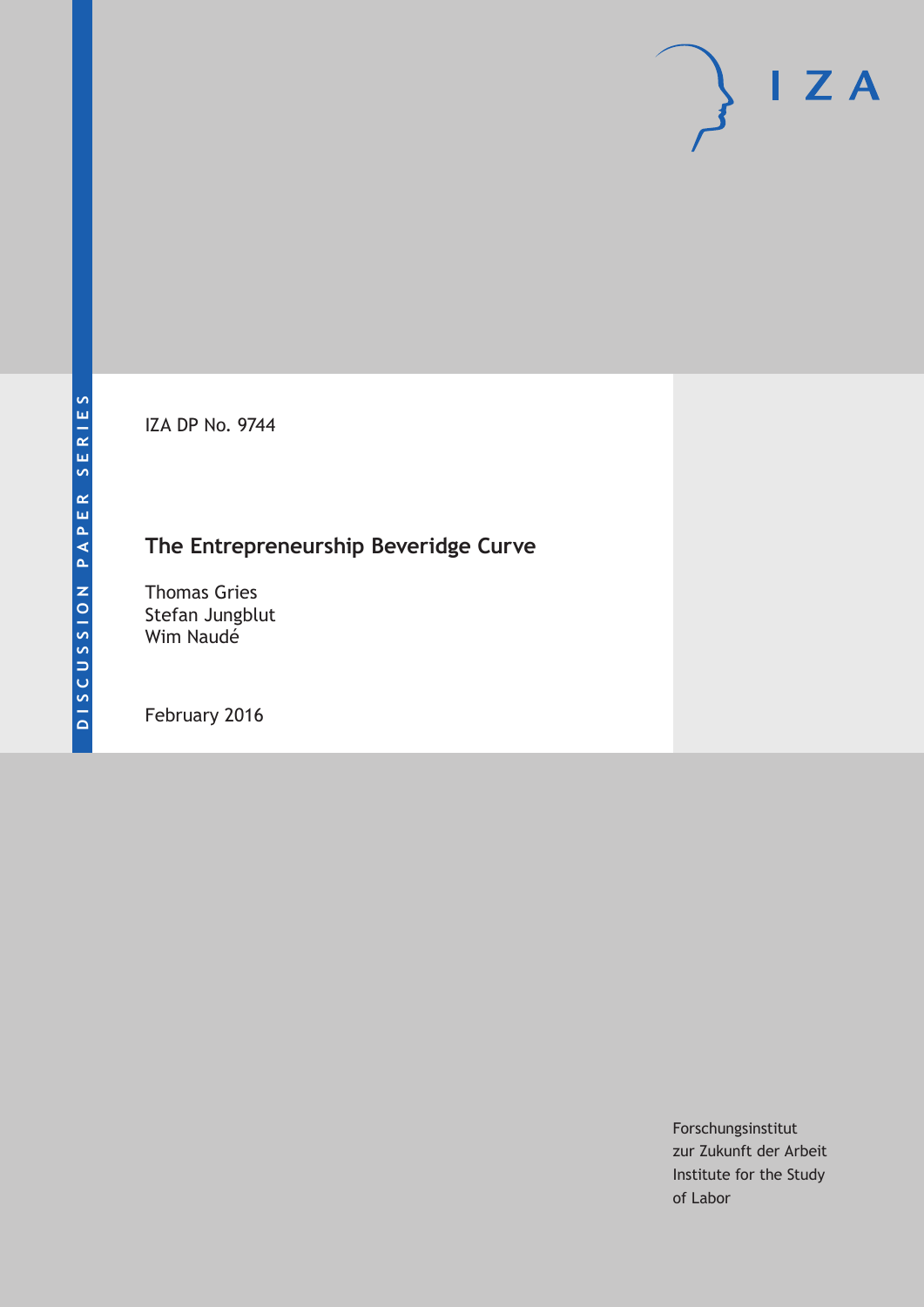DISCUSSION PAPER SERIES

IZA

IZA DP No. 9744

# The Entrepreneurship Beveridge Curve

Thomas Gries
Stefan Jungblut
Wim Naudé

February 2016

Forschungsinstitut
zur Zukunft der Arbeit
Institute for the Study
of Labor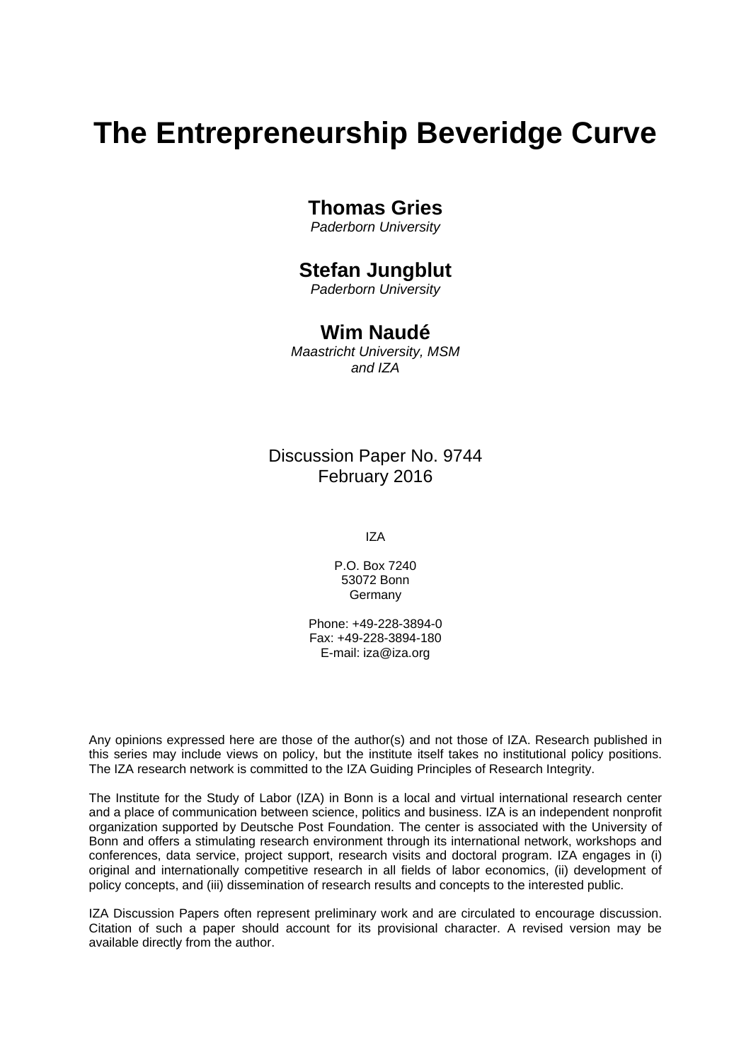# The Entrepreneurship Beveridge Curve

**Thomas Gries**
*Paderborn University*

**Stefan Jungblut**
*Paderborn University*

**Wim Naudé**
*Maastricht University, MSM and IZA*

Discussion Paper No. 9744
February 2016

IZA

P.O. Box 7240
53072 Bonn
Germany

Phone: +49-228-3894-0
Fax: +49-228-3894-180
E-mail: iza@iza.org

Any opinions expressed here are those of the author(s) and not those of IZA. Research published in this series may include views on policy, but the institute itself takes no institutional policy positions. The IZA research network is committed to the IZA Guiding Principles of Research Integrity.

The Institute for the Study of Labor (IZA) in Bonn is a local and virtual international research center and a place of communication between science, politics and business. IZA is an independent nonprofit organization supported by Deutsche Post Foundation. The center is associated with the University of Bonn and offers a stimulating research environment through its international network, workshops and conferences, data service, project support, research visits and doctoral program. IZA engages in (i) original and internationally competitive research in all fields of labor economics, (ii) development of policy concepts, and (iii) dissemination of research results and concepts to the interested public.

IZA Discussion Papers often represent preliminary work and are circulated to encourage discussion. Citation of such a paper should account for its provisional character. A revised version may be available directly from the author.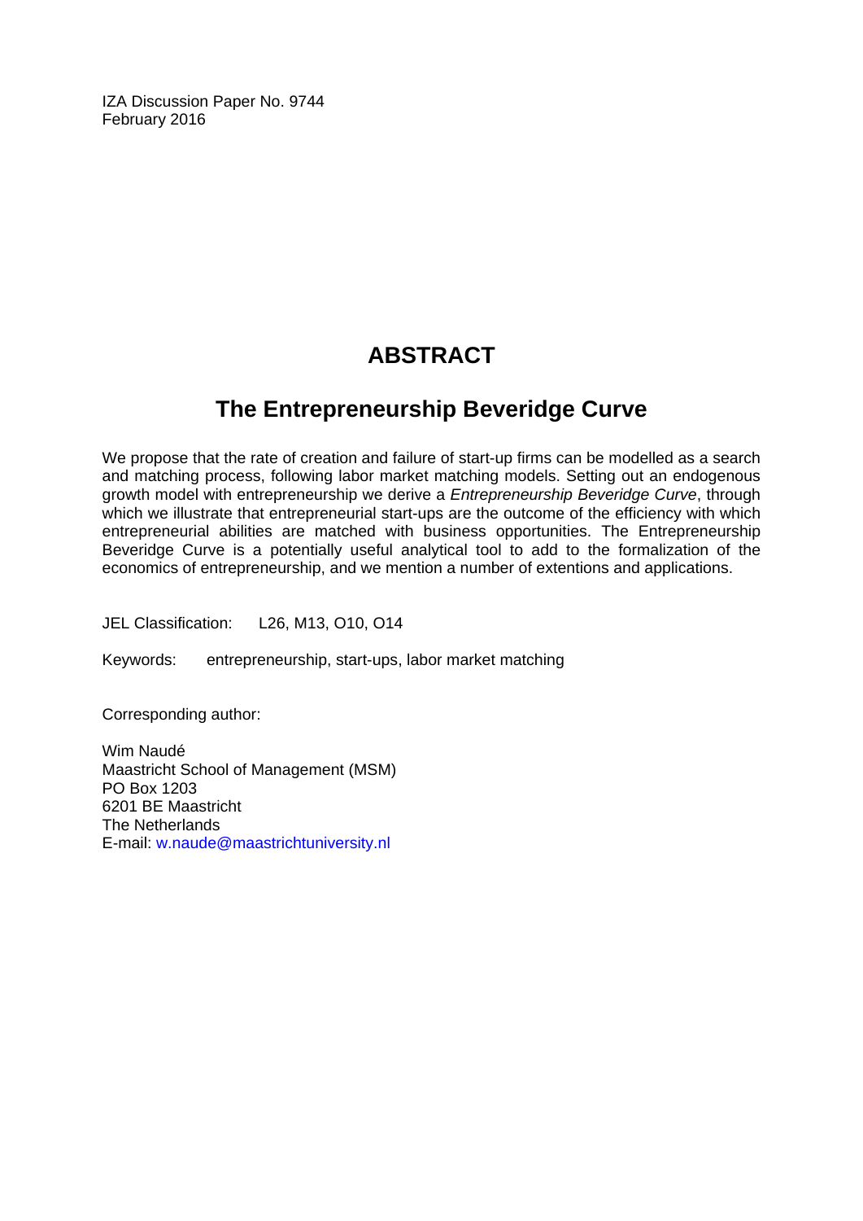IZA Discussion Paper No. 9744
February 2016

# ABSTRACT

## The Entrepreneurship Beveridge Curve

We propose that the rate of creation and failure of start-up firms can be modelled as a search and matching process, following labor market matching models. Setting out an endogenous growth model with entrepreneurship we derive a *Entrepreneurship Beveridge Curve*, through which we illustrate that entrepreneurial start-ups are the outcome of the efficiency with which entrepreneurial abilities are matched with business opportunities. The Entrepreneurship Beveridge Curve is a potentially useful analytical tool to add to the formalization of the economics of entrepreneurship, and we mention a number of extentions and applications.

JEL Classification: L26, M13, O10, O14

Keywords: entrepreneurship, start-ups, labor market matching

Corresponding author:

Wim Naudé
Maastricht School of Management (MSM)
PO Box 1203
6201 BE Maastricht
The Netherlands
E-mail: w.naude@maastrichtuniversity.nl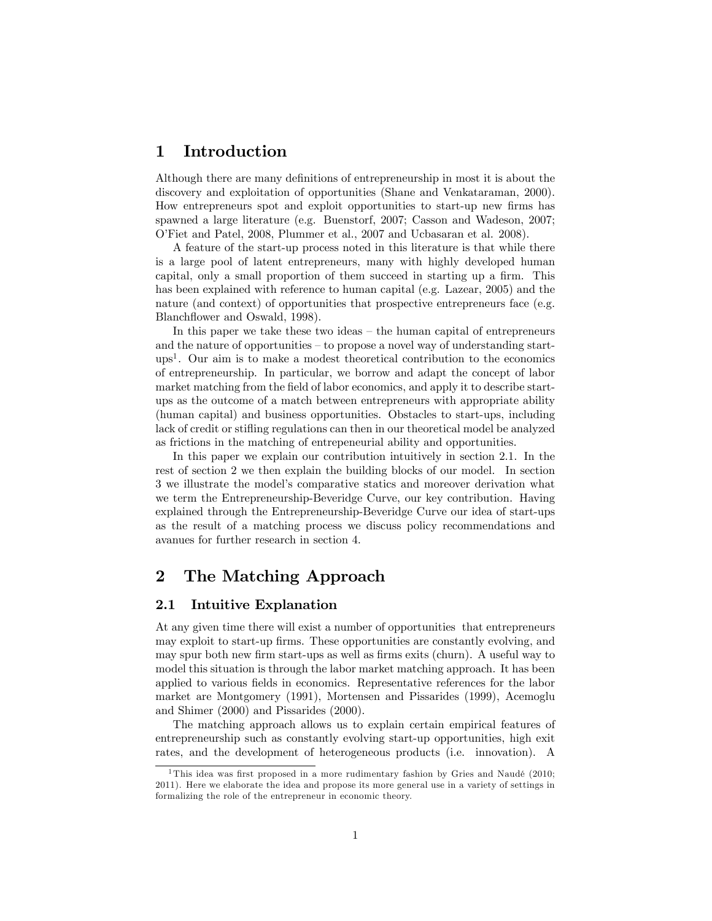# 1 Introduction

Although there are many definitions of entrepreneurship in most it is about the discovery and exploitation of opportunities (Shane and Venkataraman, 2000). How entrepreneurs spot and exploit opportunities to start-up new firms has spawned a large literature (e.g. Buenstorf, 2007; Casson and Wadeson, 2007; O'Fiet and Patel, 2008, Plummer et al., 2007 and Ucbasaran et al. 2008).

A feature of the start-up process noted in this literature is that while there is a large pool of latent entrepreneurs, many with highly developed human capital, only a small proportion of them succeed in starting up a firm. This has been explained with reference to human capital (e.g. Lazear, 2005) and the nature (and context) of opportunities that prospective entrepreneurs face (e.g. Blanchflower and Oswald, 1998).

In this paper we take these two ideas – the human capital of entrepreneurs and the nature of opportunities – to propose a novel way of understanding start-ups[1]. Our aim is to make a modest theoretical contribution to the economics of entrepreneurship. In particular, we borrow and adapt the concept of labor market matching from the field of labor economics, and apply it to describe start-ups as the outcome of a match between entrepreneurs with appropriate ability (human capital) and business opportunities. Obstacles to start-ups, including lack of credit or stifling regulations can then in our theoretical model be analyzed as frictions in the matching of entepeneurial ability and opportunities.

In this paper we explain our contribution intuitively in section 2.1. In the rest of section 2 we then explain the building blocks of our model. In section 3 we illustrate the model's comparative statics and moreover derivation what we term the Entrepreneurship-Beveridge Curve, our key contribution. Having explained through the Entrepreneurship-Beveridge Curve our idea of start-ups as the result of a matching process we discuss policy recommendations and avanues for further research in section 4.

# 2 The Matching Approach

## 2.1 Intuitive Explanation

At any given time there will exist a number of opportunities that entrepreneurs may exploit to start-up firms. These opportunities are constantly evolving, and may spur both new firm start-ups as well as firms exits (churn). A useful way to model this situation is through the labor market matching approach. It has been applied to various fields in economics. Representative references for the labor market are Montgomery (1991), Mortensen and Pissarides (1999), Acemoglu and Shimer (2000) and Pissarides (2000).

The matching approach allows us to explain certain empirical features of entrepreneurship such as constantly evolving start-up opportunities, high exit rates, and the development of heterogeneous products (i.e. innovation). A

[1] This idea was first proposed in a more rudimentary fashion by Gries and Naudé (2010; 2011). Here we elaborate the idea and propose its more general use in a variety of settings in formalizing the role of the entrepreneur in economic theory.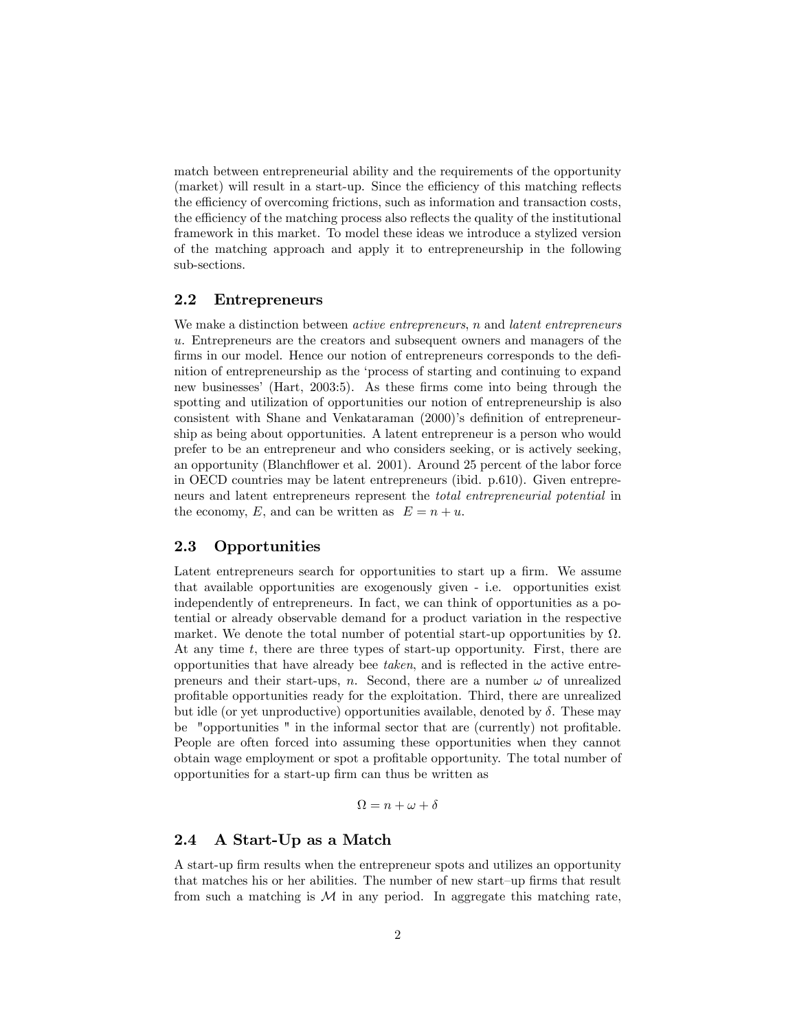match between entrepreneurial ability and the requirements of the opportunity (market) will result in a start-up. Since the efficiency of this matching reflects the efficiency of overcoming frictions, such as information and transaction costs, the efficiency of the matching process also reflects the quality of the institutional framework in this market. To model these ideas we introduce a stylized version of the matching approach and apply it to entrepreneurship in the following sub-sections.

## 2.2 Entrepreneurs

We make a distinction between *active entrepreneurs*, $n$ and *latent entrepreneurs* $u$. Entrepreneurs are the creators and subsequent owners and managers of the firms in our model. Hence our notion of entrepreneurs corresponds to the definition of entrepreneurship as the 'process of starting and continuing to expand new businesses' (Hart, 2003:5). As these firms come into being through the spotting and utilization of opportunities our notion of entrepreneurship is also consistent with Shane and Venkataraman (2000)'s definition of entrepreneurship as being about opportunities. A latent entrepreneur is a person who would prefer to be an entrepreneur and who considers seeking, or is actively seeking, an opportunity (Blanchflower et al. 2001). Around 25 percent of the labor force in OECD countries may be latent entrepreneurs (ibid. p.610). Given entrepreneurs and latent entrepreneurs represent the *total entrepreneurial potential* in the economy, $E$, and can be written as $E = n + u$.

## 2.3 Opportunities

Latent entrepreneurs search for opportunities to start up a firm. We assume that available opportunities are exogenously given - i.e. opportunities exist independently of entrepreneurs. In fact, we can think of opportunities as a potential or already observable demand for a product variation in the respective market. We denote the total number of potential start-up opportunities by $\Omega$. At any time $t$, there are three types of start-up opportunity. First, there are opportunities that have already bee *taken*, and is reflected in the active entrepreneurs and their start-ups, $n$. Second, there are a number $\omega$ of unrealized profitable opportunities ready for the exploitation. Third, there are unrealized but idle (or yet unproductive) opportunities available, denoted by $\delta$. These may be "opportunities " in the informal sector that are (currently) not profitable. People are often forced into assuming these opportunities when they cannot obtain wage employment or spot a profitable opportunity. The total number of opportunities for a start-up firm can thus be written as

$$\Omega = n + \omega + \delta$$

## 2.4 A Start-Up as a Match

A start-up firm results when the entrepreneur spots and utilizes an opportunity that matches his or her abilities. The number of new start–up firms that result from such a matching is $\mathcal{M}$ in any period. In aggregate this matching rate,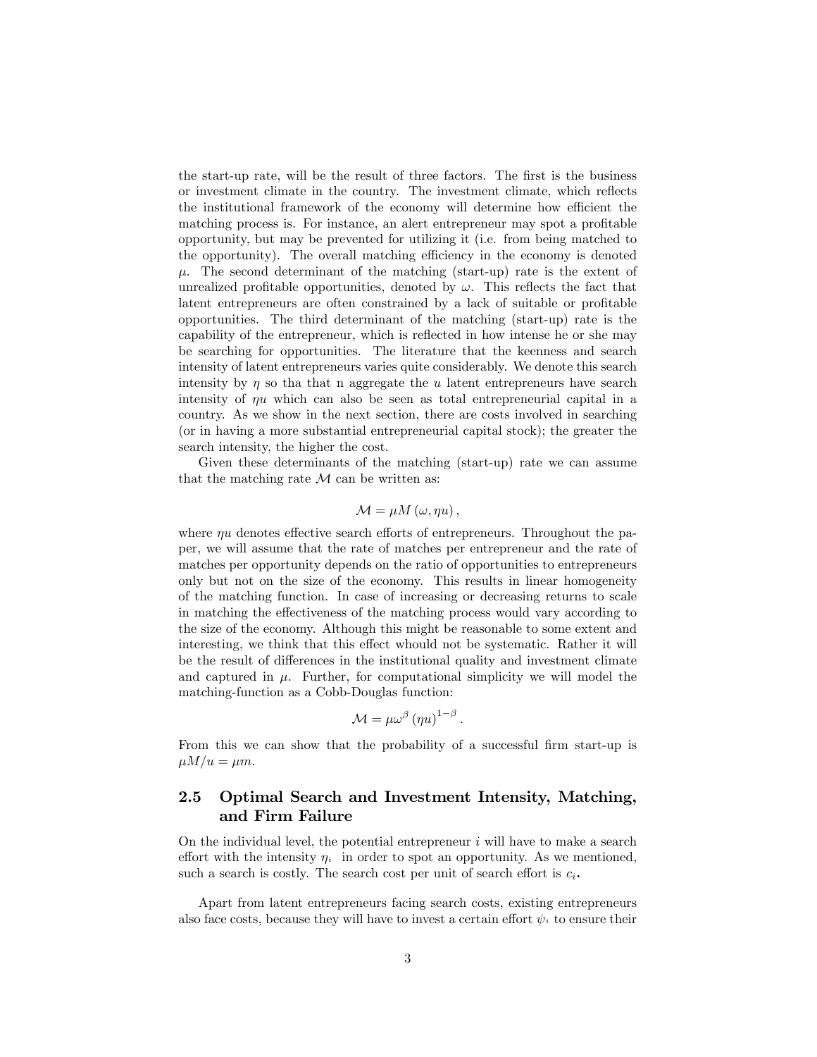the start-up rate, will be the result of three factors. The first is the business or investment climate in the country. The investment climate, which reflects the institutional framework of the economy will determine how efficient the matching process is. For instance, an alert entrepreneur may spot a profitable opportunity, but may be prevented for utilizing it (i.e. from being matched to the opportunity). The overall matching efficiency in the economy is denoted $\mu$. The second determinant of the matching (start-up) rate is the extent of unrealized profitable opportunities, denoted by $\omega$. This reflects the fact that latent entrepreneurs are often constrained by a lack of suitable or profitable opportunities. The third determinant of the matching (start-up) rate is the capability of the entrepreneur, which is reflected in how intense he or she may be searching for opportunities. The literature that the keenness and search intensity of latent entrepreneurs varies quite considerably. We denote this search intensity by $\eta$ so tha that n aggregate the $u$ latent entrepreneurs have search intensity of $\eta u$ which can also be seen as total entrepreneurial capital in a country. As we show in the next section, there are costs involved in searching (or in having a more substantial entrepreneurial capital stock); the greater the search intensity, the higher the cost.

Given these determinants of the matching (start-up) rate we can assume that the matching rate $\mathcal{M}$ can be written as:

$$\mathcal{M} = \mu M\left(\omega, \eta u\right),$$

where $\eta u$ denotes effective search efforts of entrepreneurs. Throughout the paper, we will assume that the rate of matches per entrepreneur and the rate of matches per opportunity depends on the ratio of opportunities to entrepreneurs only but not on the size of the economy. This results in linear homogeneity of the matching function. In case of increasing or decreasing returns to scale in matching the effectiveness of the matching process would vary according to the size of the economy. Although this might be reasonable to some extent and interesting, we think that this effect whould not be systematic. Rather it will be the result of differences in the institutional quality and investment climate and captured in $\mu$. Further, for computational simplicity we will model the matching-function as a Cobb-Douglas function:

$$\mathcal{M} = \mu\omega^{\beta}\left(\eta u\right)^{1-\beta}.$$

From this we can show that the probability of a successful firm start-up is $\mu M/u = \mu m$.

## 2.5 Optimal Search and Investment Intensity, Matching, and Firm Failure

On the individual level, the potential entrepreneur $i$ will have to make a search effort with the intensity $\eta_i$ in order to spot an opportunity. As we mentioned, such a search is costly. The search cost per unit of search effort is $c_i$.

Apart from latent entrepreneurs facing search costs, existing entrepreneurs also face costs, because they will have to invest a certain effort $\psi_i$ to ensure their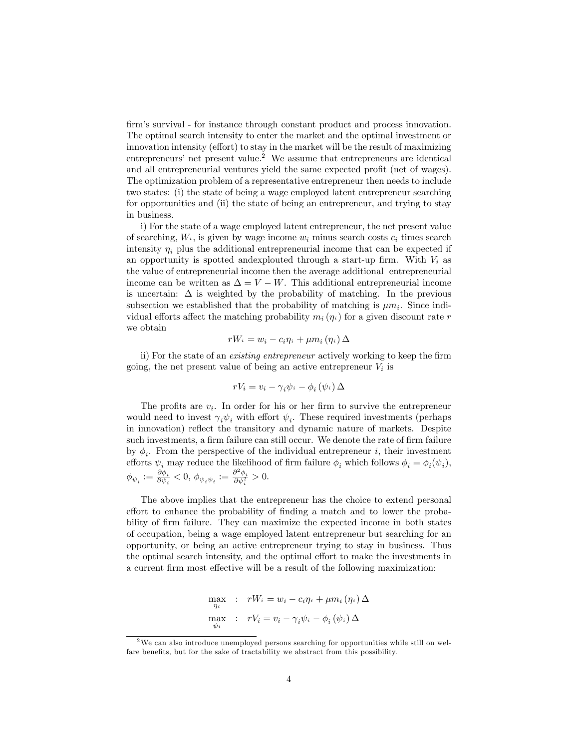firm's survival - for instance through constant product and process innovation. The optimal search intensity to enter the market and the optimal investment or innovation intensity (effort) to stay in the market will be the result of maximizing entrepreneurs' net present value.[2] We assume that entrepreneurs are identical and all entrepreneurial ventures yield the same expected profit (net of wages). The optimization problem of a representative entrepreneur then needs to include two states: (i) the state of being a wage employed latent entrepreneur searching for opportunities and (ii) the state of being an entrepreneur, and trying to stay in business.

i) For the state of a wage employed latent entrepreneur, the net present value of searching, $W_i$, is given by wage income $w_i$ minus search costs $c_i$ times search intensity $\eta_i$ plus the additional entrepreneurial income that can be expected if an opportunity is spotted andexplouted through a start-up firm. With $V_i$ as the value of entrepreneurial income then the average additional entrepreneurial income can be written as $\Delta = V - W$. This additional entrepreneurial income is uncertain: $\Delta$ is weighted by the probability of matching. In the previous subsection we established that the probability of matching is $\mu m_i$. Since individual efforts affect the matching probability $m_i(\eta_i)$ for a given discount rate $r$ we obtain

$$rW_i = w_i - c_i\eta_i + \mu m_i(\eta_i)\Delta$$

ii) For the state of an *existing entrepreneur* actively working to keep the firm going, the net present value of being an active entrepreneur $V_i$ is

$$rV_i = v_i - \gamma_i\psi_i - \phi_i(\psi_i)\Delta$$

The profits are $v_i$. In order for his or her firm to survive the entrepreneur would need to invest $\gamma_i\psi_i$ with effort $\psi_i$. These required investments (perhaps in innovation) reflect the transitory and dynamic nature of markets. Despite such investments, a firm failure can still occur. We denote the rate of firm failure by $\phi_i$. From the perspective of the individual entrepreneur $i$, their investment efforts $\psi_i$ may reduce the likelihood of firm failure $\phi_i$ which follows $\phi_i = \phi_i(\psi_i)$, $\phi_{\psi_i} := \frac{\partial \phi_i}{\partial \psi_i} < 0$, $\phi_{\psi_i\psi_i} := \frac{\partial^2 \phi_i}{\partial \psi_i^2} > 0$.

The above implies that the entrepreneur has the choice to extend personal effort to enhance the probability of finding a match and to lower the probability of firm failure. They can maximize the expected income in both states of occupation, being a wage employed latent entrepreneur but searching for an opportunity, or being an active entrepreneur trying to stay in business. Thus the optimal search intensity, and the optimal effort to make the investments in a current firm most effective will be a result of the following maximization:

$$\begin{aligned}
\max_{\eta_i} \quad &: \quad rW_i = w_i - c_i\eta_i + \mu m_i(\eta_i)\Delta \\
\max_{\psi_i} \quad &: \quad rV_i = v_i - \gamma_i\psi_i - \phi_i(\psi_i)\Delta
\end{aligned}$$

[2] We can also introduce unemployed persons searching for opportunities while still on welfare benefits, but for the sake of tractability we abstract from this possibility.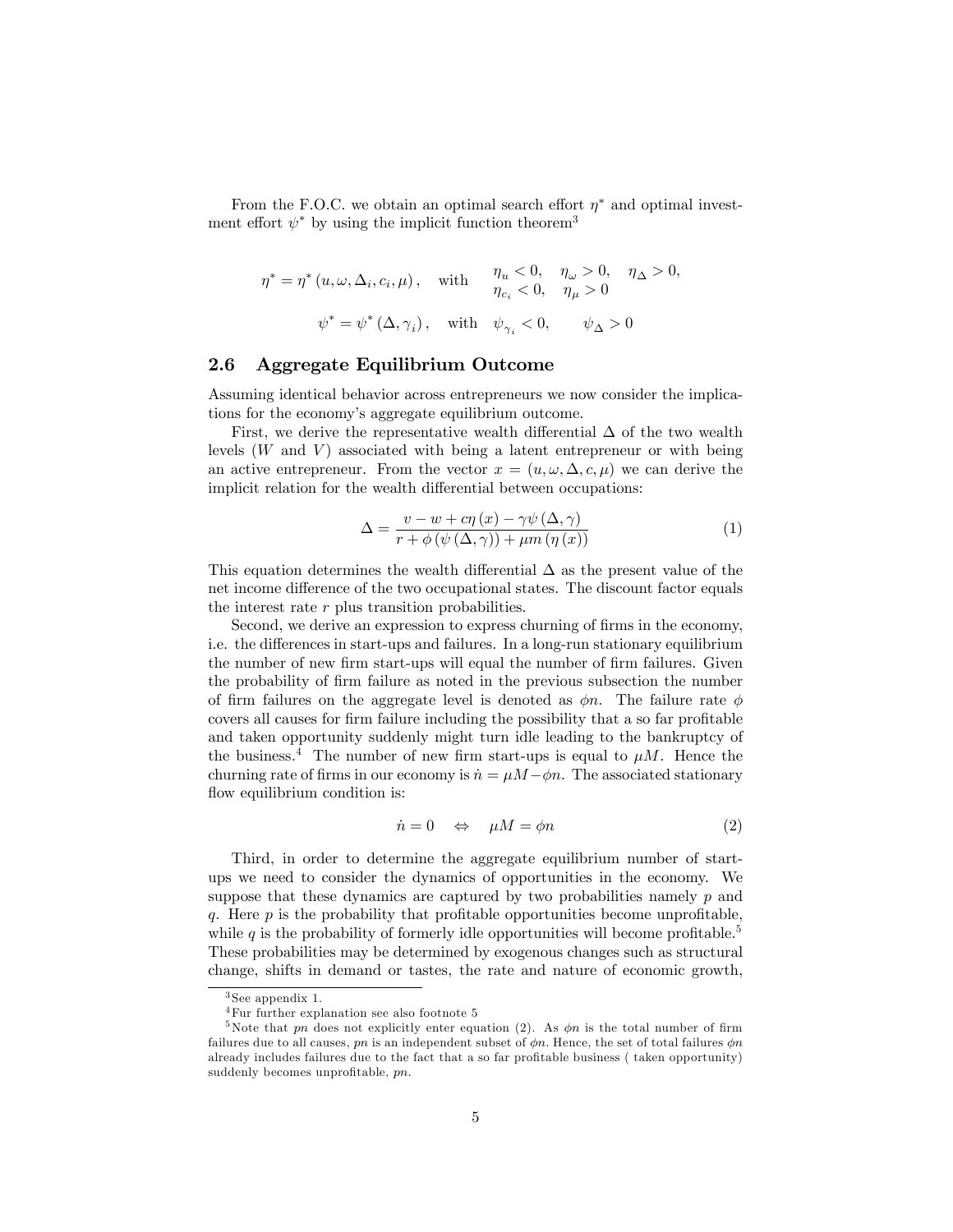From the F.O.C. we obtain an optimal search effort $\eta^*$ and optimal investment effort $\psi^*$ by using the implicit function theorem[3]

$$\eta^* = \eta^*(u, \omega, \Delta_i, c_i, \mu), \quad \text{with} \quad \begin{array}{lll} \eta_u < 0, & \eta_\omega > 0, & \eta_\Delta > 0, \\ \eta_{c_i} < 0, & \eta_\mu > 0 & \end{array}$$

$$\psi^* = \psi^*(\Delta, \gamma_i), \quad \text{with} \quad \psi_{\gamma_i} < 0, \qquad \psi_\Delta > 0$$

### 2.6 Aggregate Equilibrium Outcome

Assuming identical behavior across entrepreneurs we now consider the implications for the economy's aggregate equilibrium outcome.

First, we derive the representative wealth differential $\Delta$ of the two wealth levels ($W$ and $V$) associated with being a latent entrepreneur or with being an active entrepreneur. From the vector $x = (u, \omega, \Delta, c, \mu)$ we can derive the implicit relation for the wealth differential between occupations:

$$\Delta = \frac{v - w + c\eta(x) - \gamma\psi(\Delta, \gamma)}{r + \phi(\psi(\Delta, \gamma)) + \mu m(\eta(x))} \tag{1}$$

This equation determines the wealth differential $\Delta$ as the present value of the net income difference of the two occupational states. The discount factor equals the interest rate $r$ plus transition probabilities.

Second, we derive an expression to express churning of firms in the economy, i.e. the differences in start-ups and failures. In a long-run stationary equilibrium the number of new firm start-ups will equal the number of firm failures. Given the probability of firm failure as noted in the previous subsection the number of firm failures on the aggregate level is denoted as $\phi n$. The failure rate $\phi$ covers all causes for firm failure including the possibility that a so far profitable and taken opportunity suddenly might turn idle leading to the bankruptcy of the business.[4] The number of new firm start-ups is equal to $\mu M$. Hence the churning rate of firms in our economy is $\dot{n} = \mu M - \phi n$. The associated stationary flow equilibrium condition is:

$$\dot{n} = 0 \quad \Leftrightarrow \quad \mu M = \phi n \tag{2}$$

Third, in order to determine the aggregate equilibrium number of start-ups we need to consider the dynamics of opportunities in the economy. We suppose that these dynamics are captured by two probabilities namely $p$ and $q$. Here $p$ is the probability that profitable opportunities become unprofitable, while $q$ is the probability of formerly idle opportunities will become profitable.[5] These probabilities may be determined by exogenous changes such as structural change, shifts in demand or tastes, the rate and nature of economic growth,

[3] See appendix 1.

[4] Fur further explanation see also footnote 5

[5] Note that $pn$ does not explicitly enter equation (2). As $\phi n$ is the total number of firm failures due to all causes, $pn$ is an independent subset of $\phi n$. Hence, the set of total failures $\phi n$ already includes failures due to the fact that a so far profitable business ( taken opportunity) suddenly becomes unprofitable, $pn$.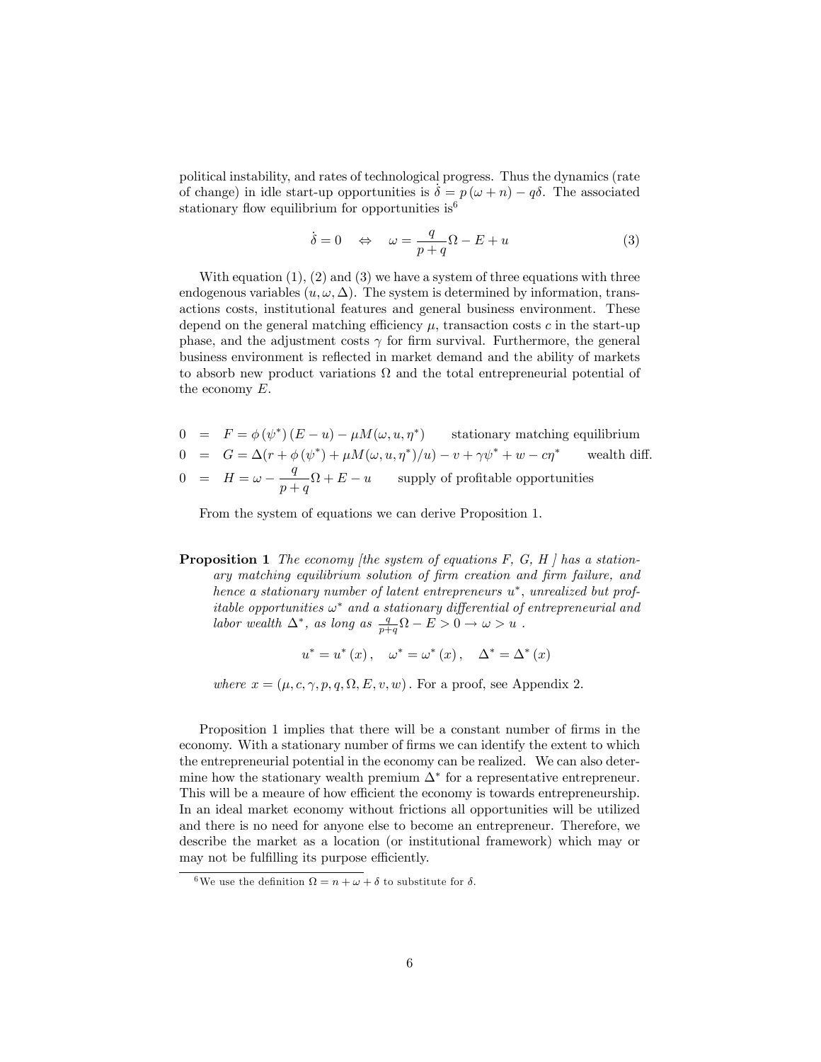political instability, and rates of technological progress. Thus the dynamics (rate of change) in idle start-up opportunities is $\dot{\delta} = p(\omega + n) - q\delta$. The associated stationary flow equilibrium for opportunities is[6]

$$\dot{\delta} = 0 \quad \Leftrightarrow \quad \omega = \frac{q}{p+q}\Omega - E + u \tag{3}$$

With equation (1), (2) and (3) we have a system of three equations with three endogenous variables $(u, \omega, \Delta)$. The system is determined by information, transactions costs, institutional features and general business environment. These depend on the general matching efficiency $\mu$, transaction costs $c$ in the start-up phase, and the adjustment costs $\gamma$ for firm survival. Furthermore, the general business environment is reflected in market demand and the ability of markets to absorb new product variations $\Omega$ and the total entrepreneurial potential of the economy $E$.

$$\begin{aligned}
0 &= F = \phi(\psi^*)(E - u) - \mu M(\omega, u, \eta^*) \qquad \text{stationary matching equilibrium} \\
0 &= G = \Delta(r + \phi(\psi^*) + \mu M(\omega, u, \eta^*)/u) - v + \gamma\psi^* + w - c\eta^* \qquad \text{wealth diff.} \\
0 &= H = \omega - \frac{q}{p+q}\Omega + E - u \qquad \text{supply of profitable opportunities}
\end{aligned}$$

From the system of equations we can derive Proposition 1.

**Proposition 1** *The economy [the system of equations F, G, H ] has a stationary matching equilibrium solution of firm creation and firm failure, and hence a stationary number of latent entrepreneurs $u^*$, unrealized but profitable opportunities $\omega^*$ and a stationary differential of entrepreneurial and labor wealth $\Delta^*$, as long as $\frac{q}{p+q}\Omega - E > 0 \rightarrow \omega > u$ .*

$$u^* = u^*(x), \quad \omega^* = \omega^*(x), \quad \Delta^* = \Delta^*(x)$$

*where $x = (\mu, c, \gamma, p, q, \Omega, E, v, w)$.* For a proof, see Appendix 2.

Proposition 1 implies that there will be a constant number of firms in the economy. With a stationary number of firms we can identify the extent to which the entrepreneurial potential in the economy can be realized. We can also determine how the stationary wealth premium $\Delta^*$ for a representative entrepreneur. This will be a meaure of how efficient the economy is towards entrepreneurship. In an ideal market economy without frictions all opportunities will be utilized and there is no need for anyone else to become an entrepreneur. Therefore, we describe the market as a location (or institutional framework) which may or may not be fulfilling its purpose efficiently.

[6] We use the definition $\Omega = n + \omega + \delta$ to substitute for $\delta$.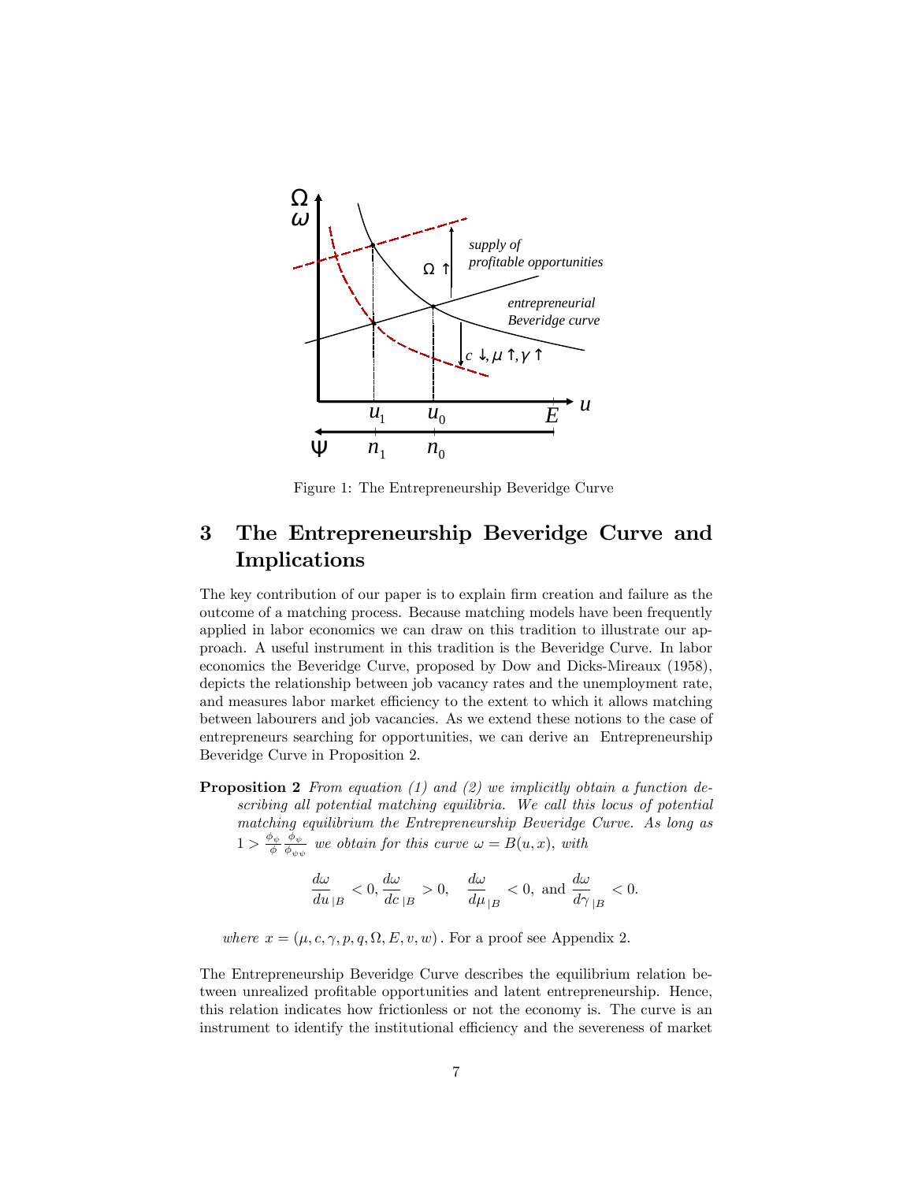Figure 1: The Entrepreneurship Beveridge Curve

# 3 The Entrepreneurship Beveridge Curve and Implications

The key contribution of our paper is to explain firm creation and failure as the outcome of a matching process. Because matching models have been frequently applied in labor economics we can draw on this tradition to illustrate our approach. A useful instrument in this tradition is the Beveridge Curve. In labor economics the Beveridge Curve, proposed by Dow and Dicks-Mireaux (1958), depicts the relationship between job vacancy rates and the unemployment rate, and measures labor market efficiency to the extent to which it allows matching between labourers and job vacancies. As we extend these notions to the case of entrepreneurs searching for opportunities, we can derive an Entrepreneurship Beveridge Curve in Proposition 2.

**Proposition 2** *From equation (1) and (2) we implicitly obtain a function describing all potential matching equilibria. We call this locus of potential matching equilibrium the Entrepreneurship Beveridge Curve. As long as* $1 > \frac{\phi_\psi}{\phi}\frac{\phi_\psi}{\phi_{\psi\psi}}$ *we obtain for this curve* $\omega = B(u, x)$*, with*

$$\frac{d\omega}{du}_{|B} < 0, \frac{d\omega}{dc}_{|B} > 0, \quad \frac{d\omega}{d\mu}_{|B} < 0, \text{ and } \frac{d\omega}{d\gamma}_{|B} < 0.$$

*where* $x = (\mu, c, \gamma, p, q, \Omega, E, v, w)$. For a proof see Appendix 2.

The Entrepreneurship Beveridge Curve describes the equilibrium relation between unrealized profitable opportunities and latent entrepreneurship. Hence, this relation indicates how frictionless or not the economy is. The curve is an instrument to identify the institutional efficiency and the severeness of market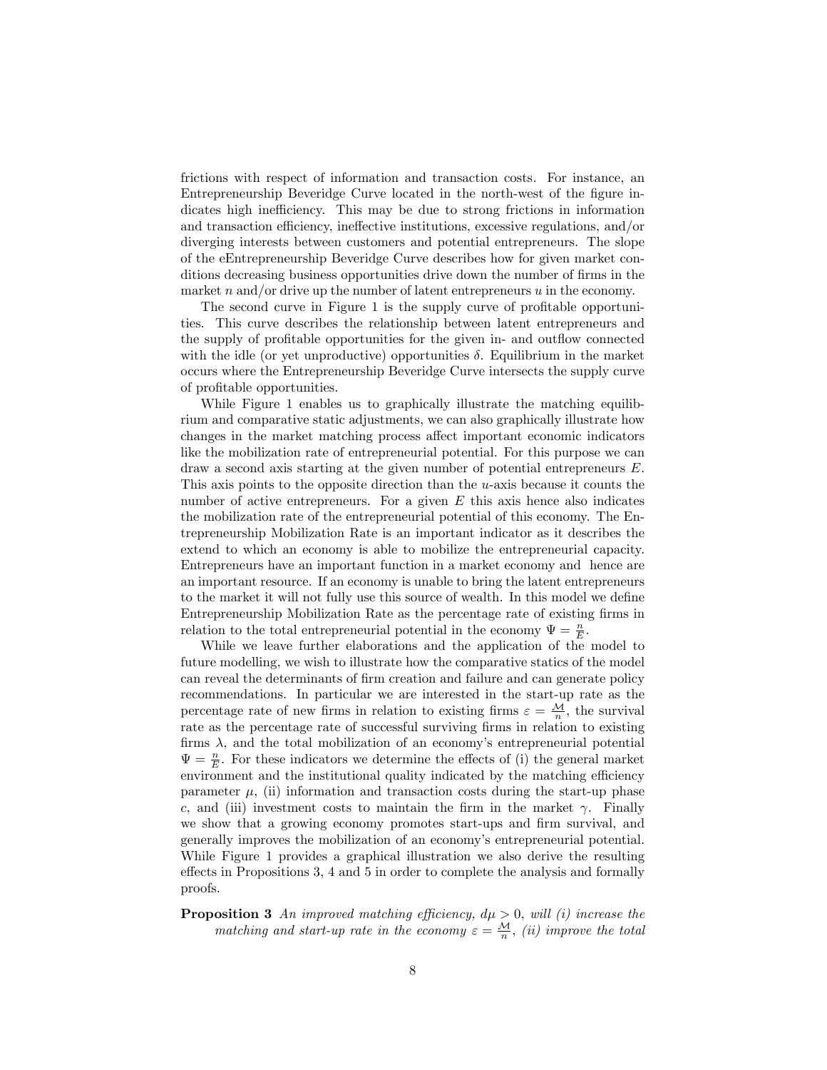frictions with respect of information and transaction costs. For instance, an Entrepreneurship Beveridge Curve located in the north-west of the figure indicates high inefficiency. This may be due to strong frictions in information and transaction efficiency, ineffective institutions, excessive regulations, and/or diverging interests between customers and potential entrepreneurs. The slope of the eEntrepreneurship Beveridge Curve describes how for given market conditions decreasing business opportunities drive down the number of firms in the market $n$ and/or drive up the number of latent entrepreneurs $u$ in the economy.

The second curve in Figure 1 is the supply curve of profitable opportunities. This curve describes the relationship between latent entrepreneurs and the supply of profitable opportunities for the given in- and outflow connected with the idle (or yet unproductive) opportunities $\delta$. Equilibrium in the market occurs where the Entrepreneurship Beveridge Curve intersects the supply curve of profitable opportunities.

While Figure 1 enables us to graphically illustrate the matching equilibrium and comparative static adjustments, we can also graphically illustrate how changes in the market matching process affect important economic indicators like the mobilization rate of entrepreneurial potential. For this purpose we can draw a second axis starting at the given number of potential entrepreneurs $E$. This axis points to the opposite direction than the $u$-axis because it counts the number of active entrepreneurs. For a given $E$ this axis hence also indicates the mobilization rate of the entrepreneurial potential of this economy. The Entrepreneurship Mobilization Rate is an important indicator as it describes the extend to which an economy is able to mobilize the entrepreneurial capacity. Entrepreneurs have an important function in a market economy and hence are an important resource. If an economy is unable to bring the latent entrepreneurs to the market it will not fully use this source of wealth. In this model we define Entrepreneurship Mobilization Rate as the percentage rate of existing firms in relation to the total entrepreneurial potential in the economy $\Psi = \frac{n}{E}$.

While we leave further elaborations and the application of the model to future modelling, we wish to illustrate how the comparative statics of the model can reveal the determinants of firm creation and failure and can generate policy recommendations. In particular we are interested in the start-up rate as the percentage rate of new firms in relation to existing firms $\varepsilon = \frac{\mathcal{M}}{n}$, the survival rate as the percentage rate of successful surviving firms in relation to existing firms $\lambda$, and the total mobilization of an economy's entrepreneurial potential $\Psi = \frac{n}{E}$. For these indicators we determine the effects of (i) the general market environment and the institutional quality indicated by the matching efficiency parameter $\mu$, (ii) information and transaction costs during the start-up phase $c$, and (iii) investment costs to maintain the firm in the market $\gamma$. Finally we show that a growing economy promotes start-ups and firm survival, and generally improves the mobilization of an economy's entrepreneurial potential. While Figure 1 provides a graphical illustration we also derive the resulting effects in Propositions 3, 4 and 5 in order to complete the analysis and formally proofs.

**Proposition 3** *An improved matching efficiency, $d\mu > 0$, will (i) increase the matching and start-up rate in the economy $\varepsilon = \frac{\mathcal{M}}{n}$, (ii) improve the total*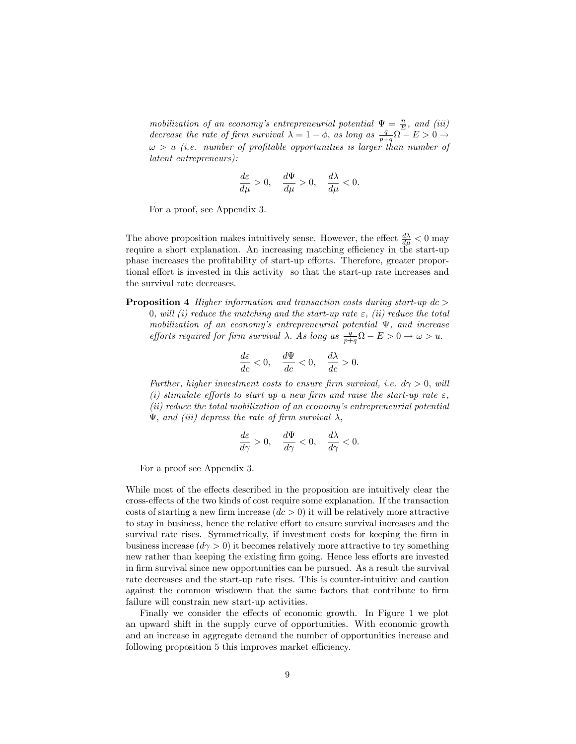*mobilization of an economy's entrepreneurial potential $\Psi = \frac{n}{E}$, and (iii) decrease the rate of firm survival $\lambda = 1 - \phi$, as long as $\frac{q}{p+q}\Omega - E > 0 \rightarrow \omega > u$ (i.e. number of profitable opportunities is larger than number of latent entrepreneurs):*

$$\frac{d\varepsilon}{d\mu} > 0, \quad \frac{d\Psi}{d\mu} > 0, \quad \frac{d\lambda}{d\mu} < 0.$$

For a proof, see Appendix 3.

The above proposition makes intuitively sense. However, the effect $\frac{d\lambda}{d\mu} < 0$ may require a short explanation. An increasing matching efficiency in the start-up phase increases the profitability of start-up efforts. Therefore, greater proportional effort is invested in this activity so that the start-up rate increases and the survival rate decreases.

**Proposition 4** *Higher information and transaction costs during start-up $dc > 0$, will (i) reduce the matching and the start-up rate $\varepsilon$, (ii) reduce the total mobilization of an economy's entrepreneurial potential $\Psi$, and increase efforts required for firm survival $\lambda$. As long as $\frac{q}{p+q}\Omega - E > 0 \rightarrow \omega > u$.*

$$\frac{d\varepsilon}{dc} < 0, \quad \frac{d\Psi}{dc} < 0, \quad \frac{d\lambda}{dc} > 0.$$

*Further, higher investment costs to ensure firm survival, i.e. $d\gamma > 0$, will (i) stimulate efforts to start up a new firm and raise the start-up rate $\varepsilon$, (ii) reduce the total mobilization of an economy's entrepreneurial potential $\Psi$, and (iii) depress the rate of firm survival $\lambda$,*

$$\frac{d\varepsilon}{d\gamma} > 0, \quad \frac{d\Psi}{d\gamma} < 0, \quad \frac{d\lambda}{d\gamma} < 0.$$

For a proof see Appendix 3.

While most of the effects described in the proposition are intuitively clear the cross-effects of the two kinds of cost require some explanation. If the transaction costs of starting a new firm increase ($dc > 0$) it will be relatively more attractive to stay in business, hence the relative effort to ensure survival increases and the survival rate rises. Symmetrically, if investment costs for keeping the firm in business increase ($d\gamma > 0$) it becomes relatively more attractive to try something new rather than keeping the existing firm going. Hence less efforts are invested in firm survival since new opportunities can be pursued. As a result the survival rate decreases and the start-up rate rises. This is counter-intuitive and caution against the common wisdowm that the same factors that contribute to firm failure will constrain new start-up activities.

Finally we consider the effects of economic growth. In Figure 1 we plot an upward shift in the supply curve of opportunities. With economic growth and an increase in aggregate demand the number of opportunities increase and following proposition 5 this improves market efficiency.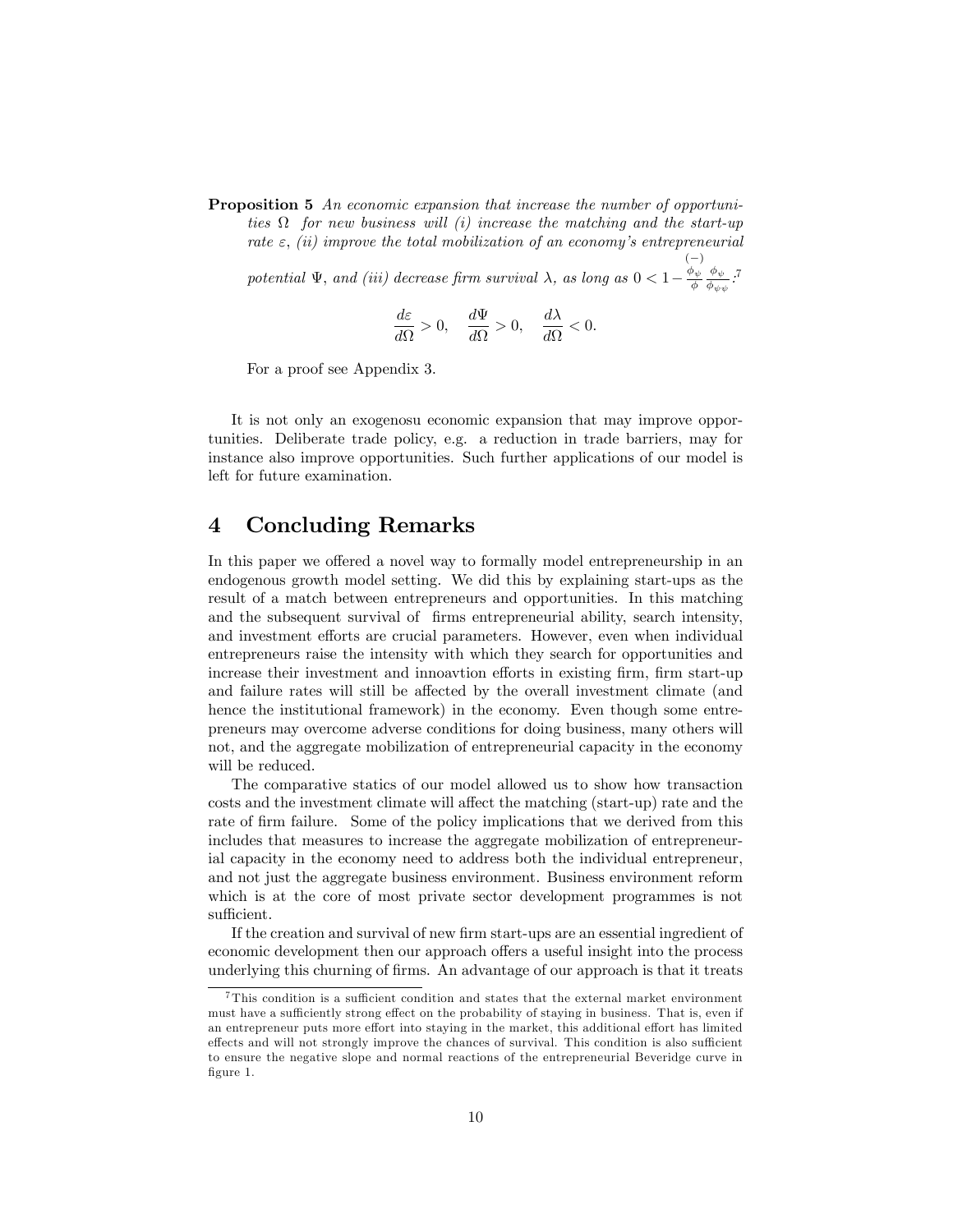**Proposition 5** *An economic expansion that increase the number of opportunities $\Omega$ for new business will (i) increase the matching and the start-up rate $\varepsilon$, (ii) improve the total mobilization of an economy's entrepreneurial potential $\Psi$, and (iii) decrease firm survival $\lambda$, as long as $0 < 1 - \overset{(-)}{\frac{\phi_\psi}{\phi}} \frac{\phi_\psi}{\phi_{\psi\psi}}$;*[7]

$$\frac{d\varepsilon}{d\Omega} > 0, \quad \frac{d\Psi}{d\Omega} > 0, \quad \frac{d\lambda}{d\Omega} < 0.$$

For a proof see Appendix 3.

It is not only an exogenosu economic expansion that may improve opportunities. Deliberate trade policy, e.g. a reduction in trade barriers, may for instance also improve opportunities. Such further applications of our model is left for future examination.

# 4 Concluding Remarks

In this paper we offered a novel way to formally model entrepreneurship in an endogenous growth model setting. We did this by explaining start-ups as the result of a match between entrepreneurs and opportunities. In this matching and the subsequent survival of firms entrepreneurial ability, search intensity, and investment efforts are crucial parameters. However, even when individual entrepreneurs raise the intensity with which they search for opportunities and increase their investment and innoavtion efforts in existing firm, firm start-up and failure rates will still be affected by the overall investment climate (and hence the institutional framework) in the economy. Even though some entrepreneurs may overcome adverse conditions for doing business, many others will not, and the aggregate mobilization of entrepreneurial capacity in the economy will be reduced.

The comparative statics of our model allowed us to show how transaction costs and the investment climate will affect the matching (start-up) rate and the rate of firm failure. Some of the policy implications that we derived from this includes that measures to increase the aggregate mobilization of entrepreneurial capacity in the economy need to address both the individual entrepreneur, and not just the aggregate business environment. Business environment reform which is at the core of most private sector development programmes is not sufficient.

If the creation and survival of new firm start-ups are an essential ingredient of economic development then our approach offers a useful insight into the process underlying this churning of firms. An advantage of our approach is that it treats

[7] This condition is a sufficient condition and states that the external market environment must have a sufficiently strong effect on the probability of staying in business. That is, even if an entrepreneur puts more effort into staying in the market, this additional effort has limited effects and will not strongly improve the chances of survival. This condition is also sufficient to ensure the negative slope and normal reactions of the entrepreneurial Beveridge curve in figure 1.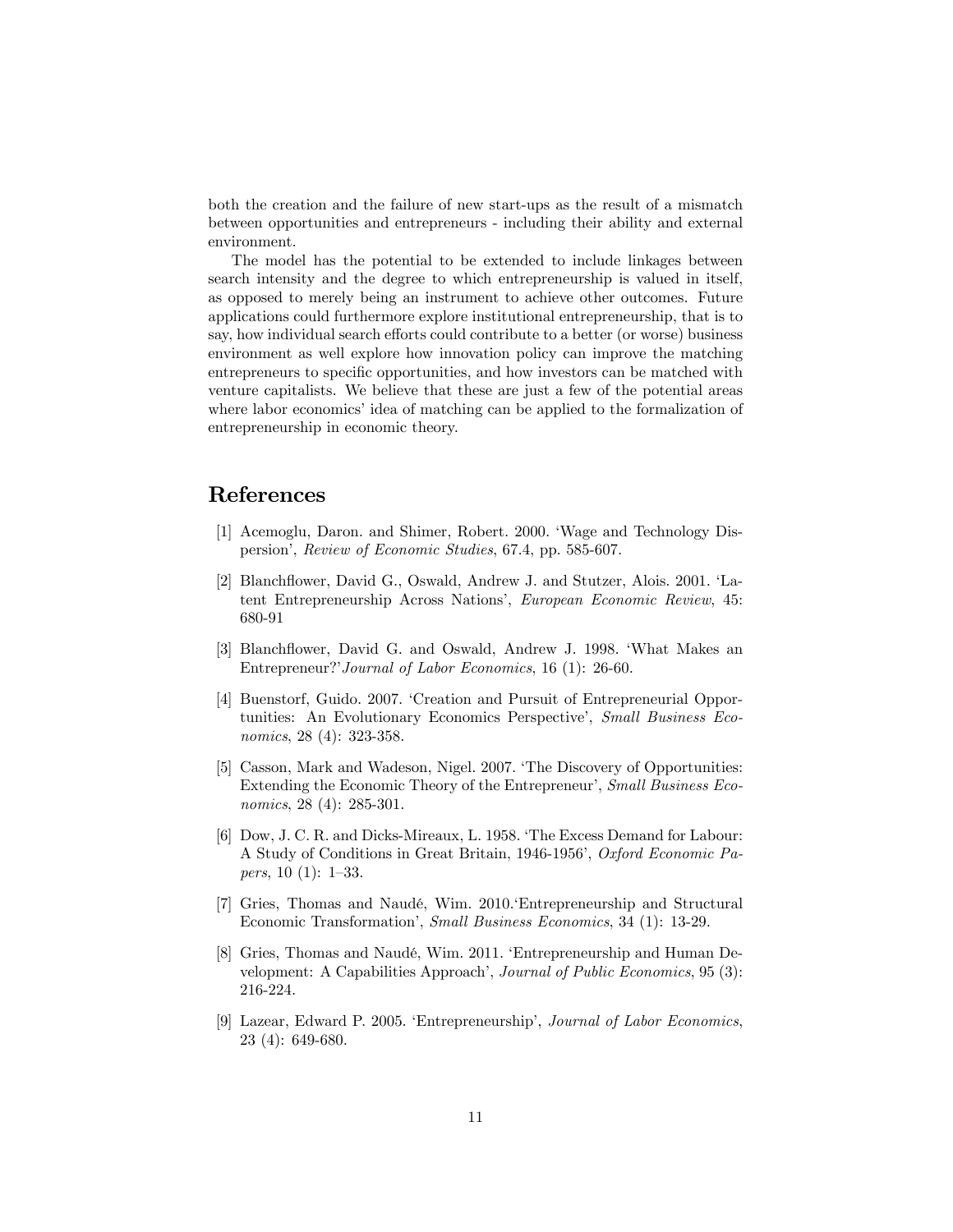both the creation and the failure of new start-ups as the result of a mismatch between opportunities and entrepreneurs - including their ability and external environment.

The model has the potential to be extended to include linkages between search intensity and the degree to which entrepreneurship is valued in itself, as opposed to merely being an instrument to achieve other outcomes. Future applications could furthermore explore institutional entrepreneurship, that is to say, how individual search efforts could contribute to a better (or worse) business environment as well explore how innovation policy can improve the matching entrepreneurs to specific opportunities, and how investors can be matched with venture capitalists. We believe that these are just a few of the potential areas where labor economics' idea of matching can be applied to the formalization of entrepreneurship in economic theory.

# References

[1] Acemoglu, Daron. and Shimer, Robert. 2000. 'Wage and Technology Dispersion', *Review of Economic Studies*, 67.4, pp. 585-607.

[2] Blanchflower, David G., Oswald, Andrew J. and Stutzer, Alois. 2001. 'Latent Entrepreneurship Across Nations', *European Economic Review*, 45: 680-91

[3] Blanchflower, David G. and Oswald, Andrew J. 1998. 'What Makes an Entrepreneur?'*Journal of Labor Economics*, 16 (1): 26-60.

[4] Buenstorf, Guido. 2007. 'Creation and Pursuit of Entrepreneurial Opportunities: An Evolutionary Economics Perspective', *Small Business Economics*, 28 (4): 323-358.

[5] Casson, Mark and Wadeson, Nigel. 2007. 'The Discovery of Opportunities: Extending the Economic Theory of the Entrepreneur', *Small Business Economics*, 28 (4): 285-301.

[6] Dow, J. C. R. and Dicks-Mireaux, L. 1958. 'The Excess Demand for Labour: A Study of Conditions in Great Britain, 1946-1956', *Oxford Economic Papers*, 10 (1): 1–33.

[7] Gries, Thomas and Naudé, Wim. 2010.'Entrepreneurship and Structural Economic Transformation', *Small Business Economics*, 34 (1): 13-29.

[8] Gries, Thomas and Naudé, Wim. 2011. 'Entrepreneurship and Human Development: A Capabilities Approach', *Journal of Public Economics*, 95 (3): 216-224.

[9] Lazear, Edward P. 2005. 'Entrepreneurship', *Journal of Labor Economics*, 23 (4): 649-680.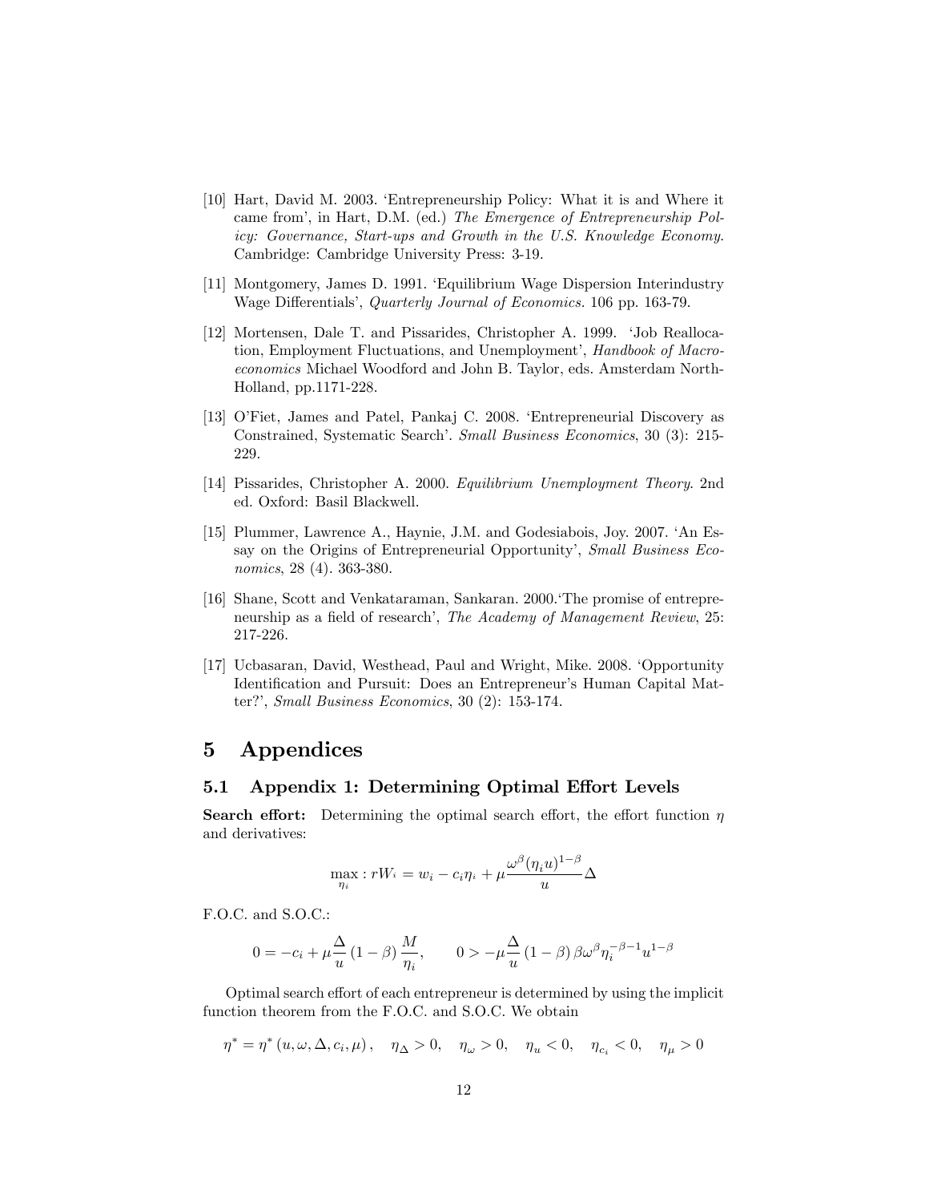[10] Hart, David M. 2003. 'Entrepreneurship Policy: What it is and Where it came from', in Hart, D.M. (ed.) *The Emergence of Entrepreneurship Policy: Governance, Start-ups and Growth in the U.S. Knowledge Economy*. Cambridge: Cambridge University Press: 3-19.

[11] Montgomery, James D. 1991. 'Equilibrium Wage Dispersion Interindustry Wage Differentials', *Quarterly Journal of Economics*. 106 pp. 163-79.

[12] Mortensen, Dale T. and Pissarides, Christopher A. 1999. 'Job Reallocation, Employment Fluctuations, and Unemployment', *Handbook of Macroeconomics* Michael Woodford and John B. Taylor, eds. Amsterdam North-Holland, pp.1171-228.

[13] O'Fiet, James and Patel, Pankaj C. 2008. 'Entrepreneurial Discovery as Constrained, Systematic Search'. *Small Business Economics*, 30 (3): 215-229.

[14] Pissarides, Christopher A. 2000. *Equilibrium Unemployment Theory*. 2nd ed. Oxford: Basil Blackwell.

[15] Plummer, Lawrence A., Haynie, J.M. and Godesiabois, Joy. 2007. 'An Essay on the Origins of Entrepreneurial Opportunity', *Small Business Economics*, 28 (4). 363-380.

[16] Shane, Scott and Venkataraman, Sankaran. 2000.'The promise of entrepreneurship as a field of research', *The Academy of Management Review*, 25: 217-226.

[17] Ucbasaran, David, Westhead, Paul and Wright, Mike. 2008. 'Opportunity Identification and Pursuit: Does an Entrepreneur's Human Capital Matter?', *Small Business Economics*, 30 (2): 153-174.

# 5 Appendices

## 5.1 Appendix 1: Determining Optimal Effort Levels

**Search effort:** Determining the optimal search effort, the effort function $\eta$ and derivatives:

$$\max_{\eta_i} : rW_i = w_i - c_i\eta_i + \mu\frac{\omega^{\beta}(\eta_i u)^{1-\beta}}{u}\Delta$$

F.O.C. and S.O.C.:

$$0 = -c_i + \mu\frac{\Delta}{u}(1-\beta)\frac{M}{\eta_i}, \qquad 0 > -\mu\frac{\Delta}{u}(1-\beta)\beta\omega^{\beta}\eta_i^{-\beta-1}u^{1-\beta}$$

Optimal search effort of each entrepreneur is determined by using the implicit function theorem from the F.O.C. and S.O.C. We obtain

$$\eta^* = \eta^*(u, \omega, \Delta, c_i, \mu), \quad \eta_{\Delta} > 0, \quad \eta_{\omega} > 0, \quad \eta_u < 0, \quad \eta_{c_i} < 0, \quad \eta_{\mu} > 0$$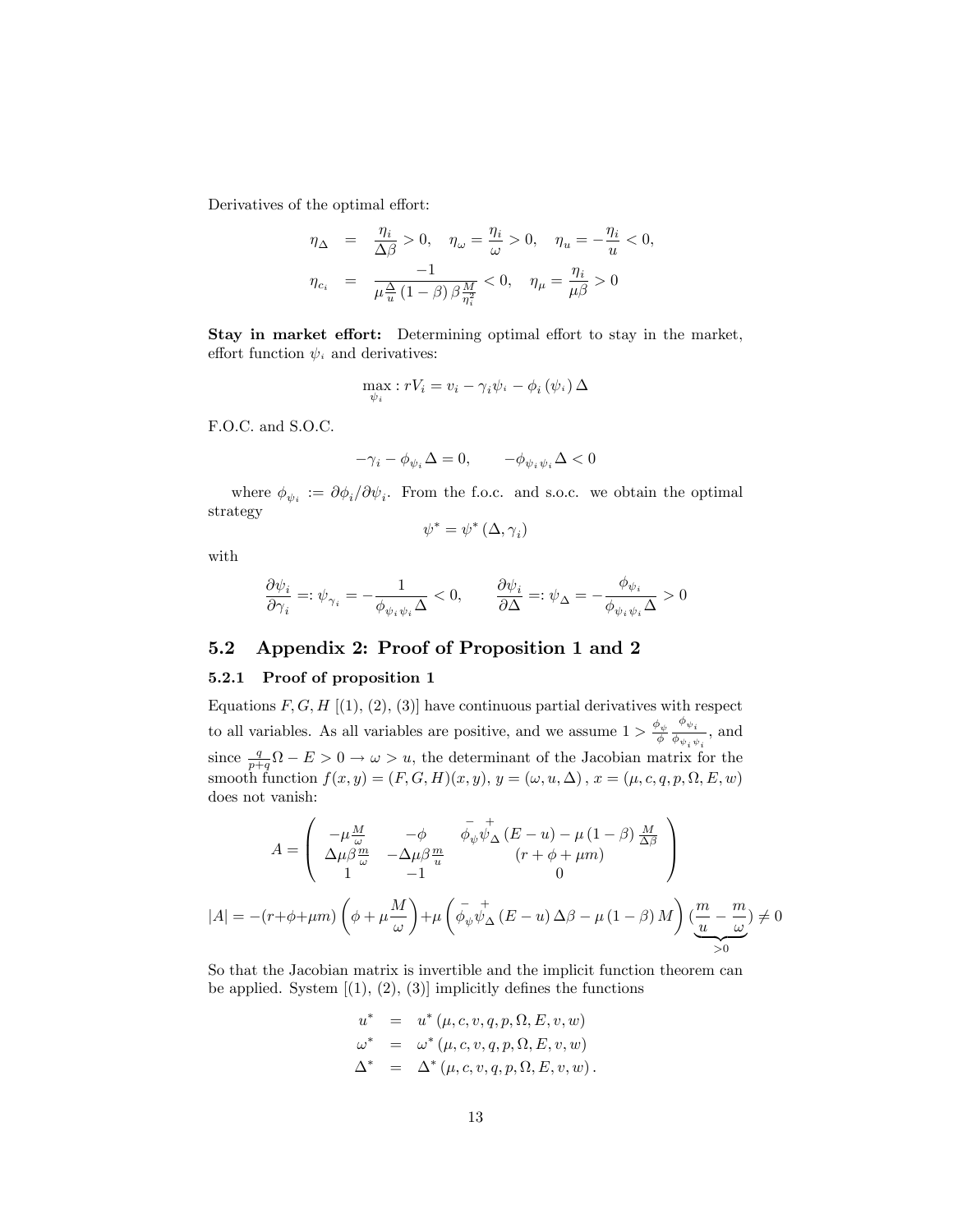Derivatives of the optimal effort:

$$
\begin{aligned}
\eta_\Delta &= \frac{\eta_i}{\Delta\beta} > 0, \quad \eta_\omega = \frac{\eta_i}{\omega} > 0, \quad \eta_u = -\frac{\eta_i}{u} < 0, \\
\eta_{c_i} &= \frac{-1}{\mu\frac{\Delta}{u}\left(1-\beta\right)\beta\frac{M}{\eta_i^2}} < 0, \quad \eta_\mu = \frac{\eta_i}{\mu\beta} > 0
\end{aligned}
$$

**Stay in market effort:** Determining optimal effort to stay in the market, effort function $\psi_i$ and derivatives:

$$
\max_{\psi_i} : rV_i = v_i - \gamma_i\psi_i - \phi_i\left(\psi_i\right)\Delta
$$

F.O.C. and S.O.C.

$$
-\gamma_i - \phi_{\psi_i}\Delta = 0, \qquad -\phi_{\psi_i\psi_i}\Delta < 0
$$

where $\phi_{\psi_i} := \partial\phi_i/\partial\psi_i$. From the f.o.c. and s.o.c. we obtain the optimal strategy

$$
\psi^* = \psi^*\left(\Delta, \gamma_i\right)
$$

with

$$
\frac{\partial\psi_i}{\partial\gamma_i} =: \psi_{\gamma_i} = -\frac{1}{\phi_{\psi_i\psi_i}\Delta} < 0, \qquad \frac{\partial\psi_i}{\partial\Delta} =: \psi_\Delta = -\frac{\phi_{\psi_i}}{\phi_{\psi_i\psi_i}\Delta} > 0
$$

## 5.2 Appendix 2: Proof of Proposition 1 and 2

### 5.2.1 Proof of proposition 1

Equations $F, G, H$ [(1), (2), (3)] have continuous partial derivatives with respect to all variables. As all variables are positive, and we assume $1 > \frac{\phi_\psi}{\phi}\frac{\phi_{\psi_i}}{\phi_{\psi_i\psi_i}}$, and since $\frac{q}{p+q}\Omega - E > 0 \rightarrow \omega > u$, the determinant of the Jacobian matrix for the smooth function $f(x,y) = (F,G,H)(x,y)$, $y = (\omega, u, \Delta)$, $x = (\mu, c, q, p, \Omega, E, w)$ does not vanish:

$$
A = \begin{pmatrix}
-\mu\frac{M}{\omega} & -\phi & \overset{-}{\phi_\psi}\overset{+}{\psi_\Delta}\left(E-u\right) - \mu\left(1-\beta\right)\frac{M}{\Delta\beta} \\
\Delta\mu\beta\frac{m}{\omega} & -\Delta\mu\beta\frac{m}{u} & \left(r+\phi+\mu m\right) \\
1 & -1 & 0
\end{pmatrix}
$$

$$
|A| = -(r+\phi+\mu m)\left(\phi + \mu\frac{M}{\omega}\right) + \mu\left(\overset{-}{\phi_\psi}\overset{+}{\psi_\Delta}\left(E-u\right)\Delta\beta - \mu\left(1-\beta\right)M\right)\underbrace{\left(\frac{m}{u} - \frac{m}{\omega}\right)}_{>0} \neq 0
$$

So that the Jacobian matrix is invertible and the implicit function theorem can be applied. System [(1), (2), (3)] implicitly defines the functions

$$
\begin{aligned}
u^* &= u^*\left(\mu, c, v, q, p, \Omega, E, v, w\right) \\
\omega^* &= \omega^*\left(\mu, c, v, q, p, \Omega, E, v, w\right) \\
\Delta^* &= \Delta^*\left(\mu, c, v, q, p, \Omega, E, v, w\right).
\end{aligned}
$$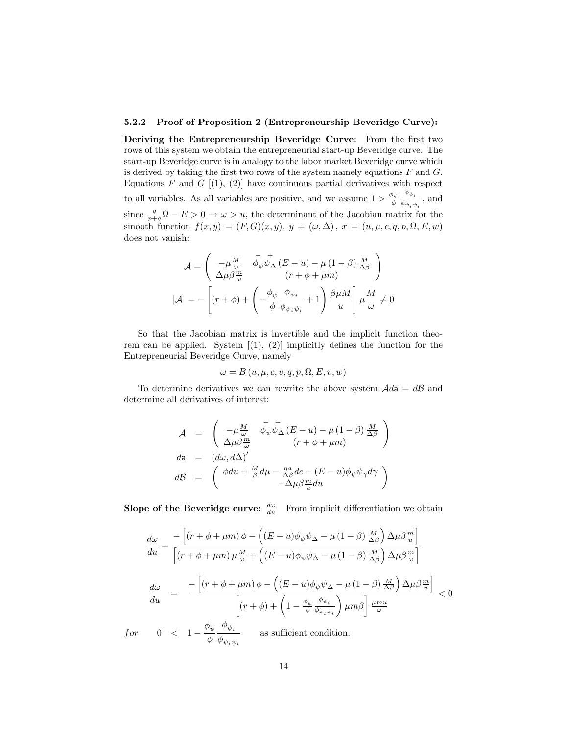### 5.2.2 Proof of Proposition 2 (Entrepreneurship Beveridge Curve):

**Deriving the Entrepreneurship Beveridge Curve:** From the first two rows of this system we obtain the entrepreneurial start-up Beveridge curve. The start-up Beveridge curve is in analogy to the labor market Beveridge curve which is derived by taking the first two rows of the system namely equations $F$ and $G$. Equations $F$ and $G$ [(1), (2)] have continuous partial derivatives with respect to all variables. As all variables are positive, and we assume $1 > \frac{\phi_\psi}{\phi}\frac{\phi_{\psi_i}}{\phi_{\psi_i\psi_i}}$, and since $\frac{q}{p+q}\Omega - E > 0 \rightarrow \omega > u$, the determinant of the Jacobian matrix for the smooth function $f(x,y) = (F,G)(x,y),\ y = (\omega, \Delta),\ x = (u, \mu, c, q, p, \Omega, E, w)$ does not vanish:

$$
\mathcal{A} = \begin{pmatrix} -\mu\frac{M}{\omega} & \overset{-}{\phi}_\psi \overset{+}{\psi}_\Delta (E-u) - \mu(1-\beta)\frac{M}{\Delta\beta} \\ \Delta\mu\beta\frac{m}{\omega} & (r+\phi+\mu m) \end{pmatrix}
$$

$$
|\mathcal{A}| = -\left[(r+\phi) + \left(-\frac{\phi_\psi}{\phi}\frac{\phi_{\psi_i}}{\phi_{\psi_i\psi_i}} + 1\right)\frac{\beta\mu M}{u}\right]\mu\frac{M}{\omega} \neq 0
$$

So that the Jacobian matrix is invertible and the implicit function theorem can be applied. System [(1), (2)] implicitly defines the function for the Entrepreneurial Beveridge Curve, namely

$$
\omega = B\left(u, \mu, c, v, q, p, \Omega, E, v, w\right)
$$

To determine derivatives we can rewrite the above system $\mathcal{A}d\mathsf{a} = d\mathcal{B}$ and determine all derivatives of interest:

$$
\begin{aligned}
\mathcal{A} &= \begin{pmatrix} -\mu\frac{M}{\omega} & \overset{-}{\phi}_\psi \overset{+}{\psi}_\Delta (E-u) - \mu(1-\beta)\frac{M}{\Delta\beta} \\ \Delta\mu\beta\frac{m}{\omega} & (r+\phi+\mu m) \end{pmatrix} \\
d\mathsf{a} &= (d\omega, d\Delta)' \\
d\mathcal{B} &= \begin{pmatrix} \phi du + \frac{M}{\beta}d\mu - \frac{\eta u}{\Delta\beta}dc - (E-u)\phi_\psi\psi_\gamma d\gamma \\ -\Delta\mu\beta\frac{m}{u}du \end{pmatrix}
\end{aligned}
$$

**Slope of the Beveridge curve:** $\frac{d\omega}{du}$ From implicit differentiation we obtain

$$
\frac{d\omega}{du} = \frac{-\left[(r+\phi+\mu m)\phi - \left((E-u)\phi_\psi\psi_\Delta - \mu(1-\beta)\frac{M}{\Delta\beta}\right)\Delta\mu\beta\frac{m}{u}\right]}{\left[(r+\phi+\mu m)\mu\frac{M}{\omega} + \left((E-u)\phi_\psi\psi_\Delta - \mu(1-\beta)\frac{M}{\Delta\beta}\right)\Delta\mu\beta\frac{m}{\omega}\right]}
$$

$$
\frac{d\omega}{du} = \frac{-\left[(r+\phi+\mu m)\phi - \left((E-u)\phi_\psi\psi_\Delta - \mu(1-\beta)\frac{M}{\Delta\beta}\right)\Delta\mu\beta\frac{m}{u}\right]}{\left[(r+\phi) + \left(1 - \frac{\phi_\psi}{\phi}\frac{\phi_{\psi_i}}{\phi_{\psi_i\psi_i}}\right)\mu m\beta\right]\frac{\mu m u}{\omega}} < 0
$$

$$
for \quad 0 < 1 - \frac{\phi_\psi}{\phi}\frac{\phi_{\psi_i}}{\phi_{\psi_i\psi_i}} \quad \text{as sufficient condition.}
$$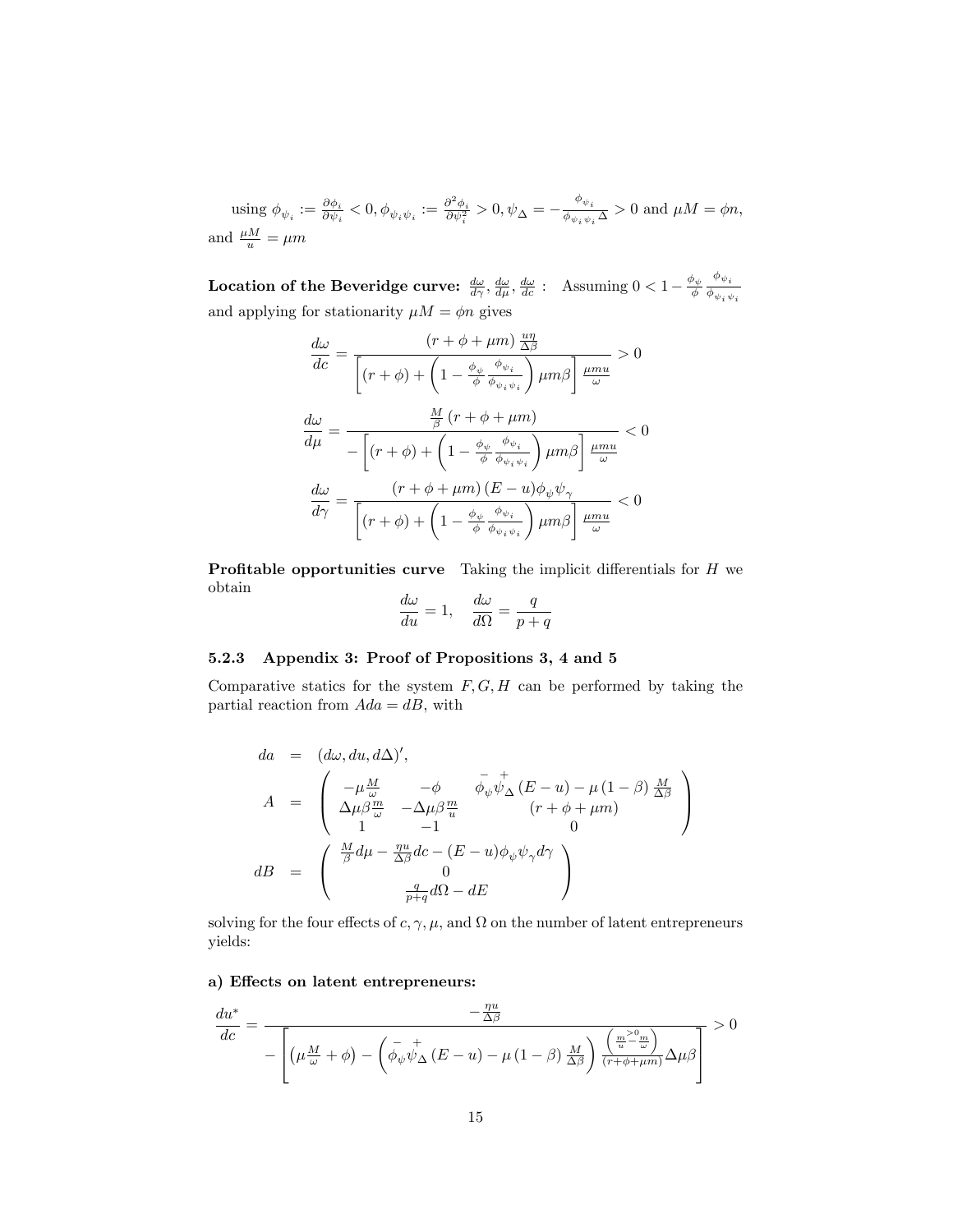using $\phi_{\psi_i} := \frac{\partial \phi_i}{\partial \psi_i} < 0, \phi_{\psi_i \psi_i} := \frac{\partial^2 \phi_i}{\partial \psi_i^2} > 0, \psi_\Delta = -\frac{\phi_{\psi_i}}{\phi_{\psi_i \psi_i} \Delta} > 0$ and $\mu M = \phi n$, and $\frac{\mu M}{u} = \mu m$

**Location of the Beveridge curve:** $\frac{d\omega}{d\gamma}, \frac{d\omega}{d\mu}, \frac{d\omega}{dc}$ : Assuming $0 < 1 - \frac{\phi_\psi}{\phi} \frac{\phi_{\psi_i}}{\phi_{\psi_i \psi_i}}$ and applying for stationarity $\mu M = \phi n$ gives

$$\frac{d\omega}{dc} = \frac{\left(r + \phi + \mu m\right) \frac{u\eta}{\Delta \beta}}{\left[(r + \phi) + \left(1 - \frac{\phi_\psi}{\phi} \frac{\phi_{\psi_i}}{\phi_{\psi_i \psi_i}}\right) \mu m \beta\right] \frac{\mu m u}{\omega}} > 0$$

$$\frac{d\omega}{d\mu} = \frac{\frac{M}{\beta} \left(r + \phi + \mu m\right)}{-\left[(r + \phi) + \left(1 - \frac{\phi_\psi}{\phi} \frac{\phi_{\psi_i}}{\phi_{\psi_i \psi_i}}\right) \mu m \beta\right] \frac{\mu m u}{\omega}} < 0$$

$$\frac{d\omega}{d\gamma} = \frac{\left(r + \phi + \mu m\right) (E - u) \phi_\psi \psi_\gamma}{\left[(r + \phi) + \left(1 - \frac{\phi_\psi}{\phi} \frac{\phi_{\psi_i}}{\phi_{\psi_i \psi_i}}\right) \mu m \beta\right] \frac{\mu m u}{\omega}} < 0$$

**Profitable opportunities curve** Taking the implicit differentials for $H$ we obtain

$$\frac{d\omega}{du} = 1, \quad \frac{d\omega}{d\Omega} = \frac{q}{p + q}$$

### 5.2.3 Appendix 3: Proof of Propositions 3, 4 and 5

Comparative statics for the system $F, G, H$ can be performed by taking the partial reaction from $Ada = dB$, with

$$\begin{aligned}
da &= (d\omega, du, d\Delta)', \\
A &= \begin{pmatrix} -\mu \frac{M}{\omega} & -\phi & \overset{-}{\phi_\psi} \overset{+}{\psi_\Delta} (E - u) - \mu (1 - \beta) \frac{M}{\Delta \beta} \\ \Delta \mu \beta \frac{m}{\omega} & -\Delta \mu \beta \frac{m}{u} & (r + \phi + \mu m) \\ 1 & -1 & 0 \end{pmatrix} \\
dB &= \begin{pmatrix} \frac{M}{\beta} d\mu - \frac{\eta u}{\Delta \beta} dc - (E - u) \phi_\psi \psi_\gamma d\gamma \\ 0 \\ \frac{q}{p+q} d\Omega - dE \end{pmatrix}
\end{aligned}$$

solving for the four effects of $c, \gamma, \mu$, and $\Omega$ on the number of latent entrepreneurs yields:

**a) Effects on latent entrepreneurs:**

$$\frac{du^*}{dc} = \frac{-\frac{\eta u}{\Delta \beta}}{-\left[\left(\mu \frac{M}{\omega} + \phi\right) - \left(\overset{-}{\phi_\psi} \overset{+}{\psi_\Delta} (E - u) - \mu (1 - \beta) \frac{M}{\Delta \beta}\right) \frac{\left(\frac{m}{u} \overset{>0}{-} \frac{m}{\omega}\right)}{(r + \phi + \mu m)} \Delta \mu \beta\right]} > 0$$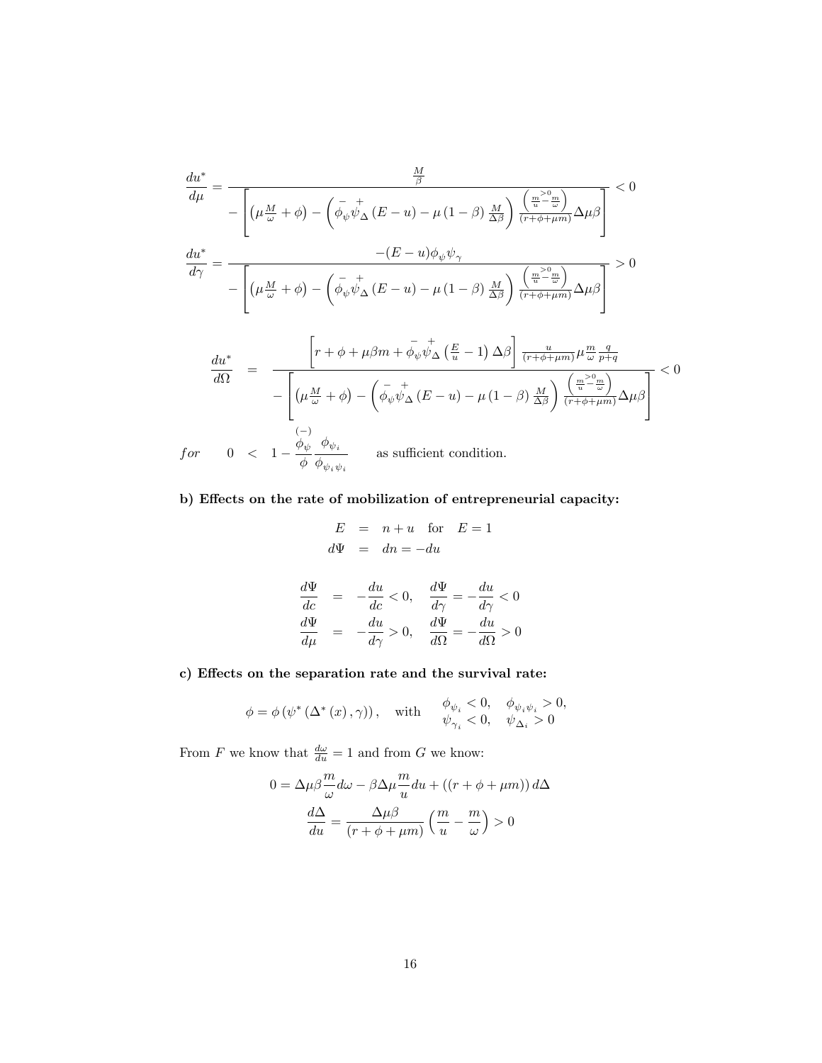$$\frac{du^*}{d\mu} = \frac{\frac{M}{\beta}}{-\left[\left(\mu\frac{M}{\omega}+\phi\right)-\left(\overset{-}{\phi}_{\psi}\overset{+}{\psi}_{\Delta}\left(E-u\right)-\mu\left(1-\beta\right)\frac{M}{\Delta\beta}\right)\frac{\left(\overset{>0}{\frac{m}{u}-\frac{m}{\omega}}\right)}{(r+\phi+\mu m)}\Delta\mu\beta\right]} < 0$$

$$\frac{du^*}{d\gamma} = \frac{-(E-u)\phi_{\psi}\psi_{\gamma}}{-\left[\left(\mu\frac{M}{\omega}+\phi\right)-\left(\overset{-}{\phi}_{\psi}\overset{+}{\psi}_{\Delta}\left(E-u\right)-\mu\left(1-\beta\right)\frac{M}{\Delta\beta}\right)\frac{\left(\overset{>0}{\frac{m}{u}-\frac{m}{\omega}}\right)}{(r+\phi+\mu m)}\Delta\mu\beta\right]} > 0$$

$$\frac{du^*}{d\Omega} = \frac{\left[r+\phi+\mu\beta m+\overset{-}{\phi}_{\psi}\overset{+}{\psi}_{\Delta}\left(\frac{E}{u}-1\right)\Delta\beta\right]\frac{u}{(r+\phi+\mu m)}\mu\frac{m}{\omega}\frac{q}{p+q}}{-\left[\left(\mu\frac{M}{\omega}+\phi\right)-\left(\overset{-}{\phi}_{\psi}\overset{+}{\psi}_{\Delta}\left(E-u\right)-\mu\left(1-\beta\right)\frac{M}{\Delta\beta}\right)\frac{\left(\overset{>0}{\frac{m}{u}-\frac{m}{\omega}}\right)}{(r+\phi+\mu m)}\Delta\mu\beta\right]} < 0$$

$$for \qquad 0 < 1-\frac{\overset{(-)}{\phi_{\psi}}}{\phi}\frac{\phi_{\psi_i}}{\phi_{\psi_i\psi_i}} \qquad \text{as sufficient condition.}$$

**b) Effects on the rate of mobilization of entrepreneurial capacity:**

$$E = n+u \quad \text{for} \quad E=1$$
$$d\Psi = dn = -du$$

$$\frac{d\Psi}{dc} = -\frac{du}{dc} < 0, \quad \frac{d\Psi}{d\gamma} = -\frac{du}{d\gamma} < 0$$
$$\frac{d\Psi}{d\mu} = -\frac{du}{d\gamma} > 0, \quad \frac{d\Psi}{d\Omega} = -\frac{du}{d\Omega} > 0$$

**c) Effects on the separation rate and the survival rate:**

$$\phi = \phi\left(\psi^*\left(\Delta^*\left(x\right),\gamma\right)\right), \quad \text{with} \quad \begin{matrix}\phi_{\psi_i} < 0, & \phi_{\psi_i\psi_i} > 0,\\ \psi_{\gamma_i} < 0, & \psi_{\Delta_i} > 0\end{matrix}$$

From $F$ we know that $\frac{d\omega}{du} = 1$ and from $G$ we know:

$$0 = \Delta\mu\beta\frac{m}{\omega}d\omega - \beta\Delta\mu\frac{m}{u}du + \left(\left(r+\phi+\mu m\right)\right)d\Delta$$

$$\frac{d\Delta}{du} = \frac{\Delta\mu\beta}{(r+\phi+\mu m)}\left(\frac{m}{u}-\frac{m}{\omega}\right) > 0$$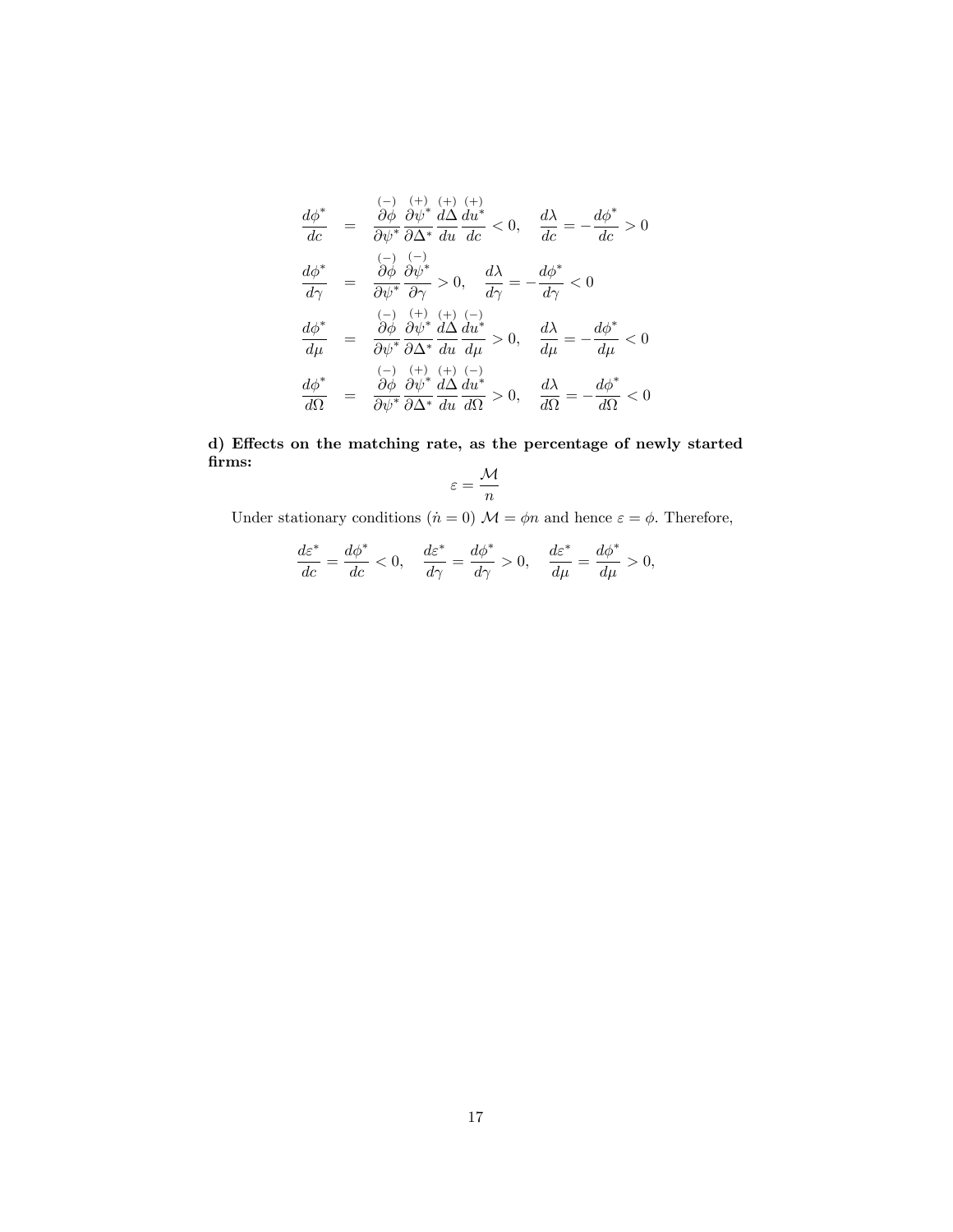$$
\begin{aligned}
\frac{d\phi^*}{dc} &= \overset{(-)}{\frac{\partial \phi}{\partial \psi^*}} \overset{(+)}{\frac{\partial \psi^*}{\partial \Delta^*}} \overset{(+)}{\frac{d\Delta}{du}} \overset{(+)}{\frac{du^*}{dc}} < 0, \quad \frac{d\lambda}{dc} = -\frac{d\phi^*}{dc} > 0 \\
\frac{d\phi^*}{d\gamma} &= \overset{(-)}{\frac{\partial \phi}{\partial \psi^*}} \overset{(-)}{\frac{\partial \psi^*}{\partial \gamma}} > 0, \quad \frac{d\lambda}{d\gamma} = -\frac{d\phi^*}{d\gamma} < 0 \\
\frac{d\phi^*}{d\mu} &= \overset{(-)}{\frac{\partial \phi}{\partial \psi^*}} \overset{(+)}{\frac{\partial \psi^*}{\partial \Delta^*}} \overset{(+)}{\frac{d\Delta}{du}} \overset{(-)}{\frac{du^*}{d\mu}} > 0, \quad \frac{d\lambda}{d\mu} = -\frac{d\phi^*}{d\mu} < 0 \\
\frac{d\phi^*}{d\Omega} &= \overset{(-)}{\frac{\partial \phi}{\partial \psi^*}} \overset{(+)}{\frac{\partial \psi^*}{\partial \Delta^*}} \overset{(+)}{\frac{d\Delta}{du}} \overset{(-)}{\frac{du^*}{d\Omega}} > 0, \quad \frac{d\lambda}{d\Omega} = -\frac{d\phi^*}{d\Omega} < 0
\end{aligned}
$$

**d) Effects on the matching rate, as the percentage of newly started firms:**

$$
\varepsilon = \frac{\mathcal{M}}{n}
$$

Under stationary conditions ($\dot{n} = 0$) $\mathcal{M} = \phi n$ and hence $\varepsilon = \phi$. Therefore,

$$
\frac{d\varepsilon^*}{dc} = \frac{d\phi^*}{dc} < 0, \quad \frac{d\varepsilon^*}{d\gamma} = \frac{d\phi^*}{d\gamma} > 0, \quad \frac{d\varepsilon^*}{d\mu} = \frac{d\phi^*}{d\mu} > 0,
$$